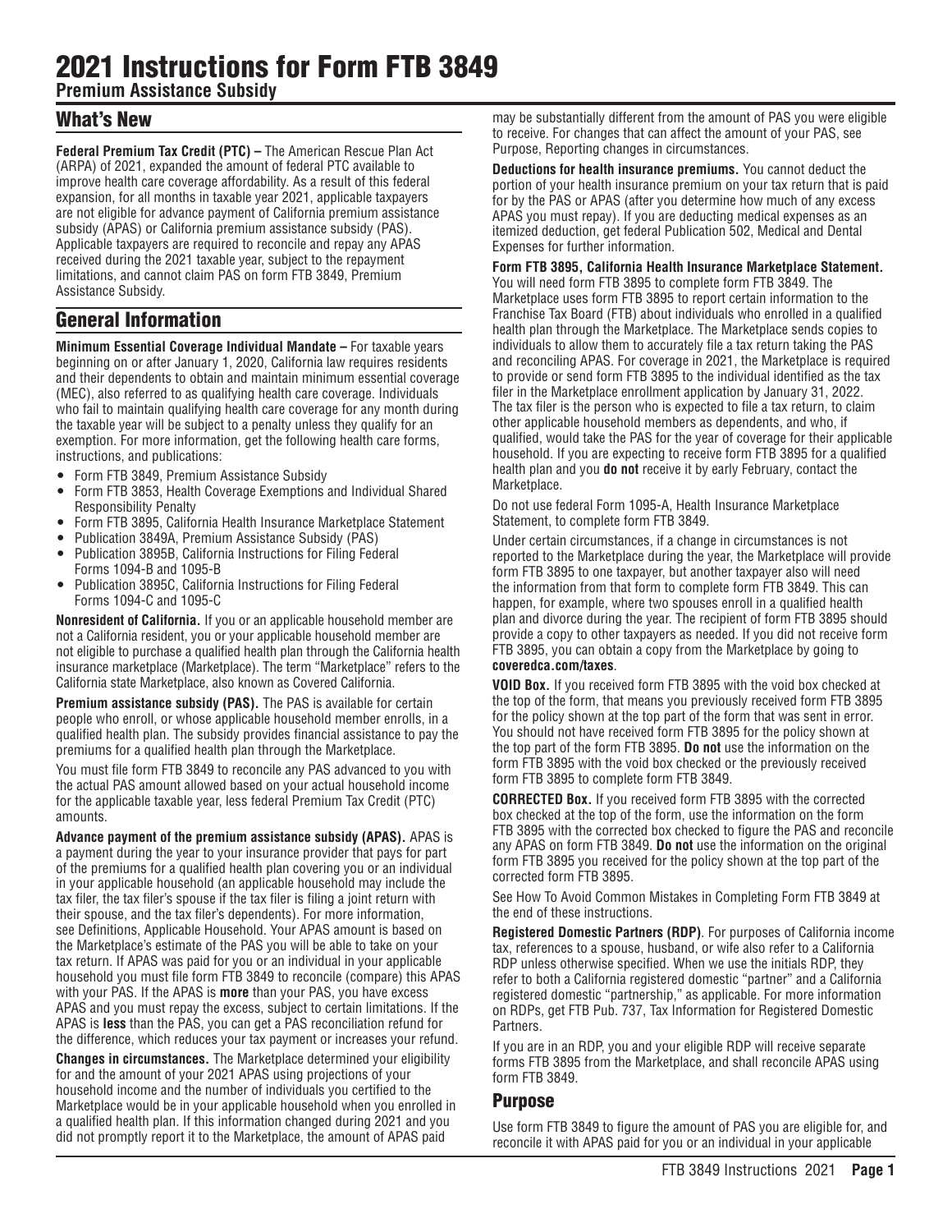# 2021 Instructions for Form FTB 3849

**Premium Assistance Subsidy**

## What's New

**Federal Premium Tax Credit (PTC) –** The American Rescue Plan Act (ARPA) of 2021, expanded the amount of federal PTC available to improve health care coverage affordability. As a result of this federal expansion, for all months in taxable year 2021, applicable taxpayers are not eligible for advance payment of California premium assistance subsidy (APAS) or California premium assistance subsidy (PAS). Applicable taxpayers are required to reconcile and repay any APAS received during the 2021 taxable year, subject to the repayment limitations, and cannot claim PAS on form FTB 3849, Premium Assistance Subsidy.

## General Information

**Minimum Essential Coverage Individual Mandate –** For taxable years beginning on or after January 1, 2020, California law requires residents and their dependents to obtain and maintain minimum essential coverage (MEC), also referred to as qualifying health care coverage. Individuals who fail to maintain qualifying health care coverage for any month during the taxable year will be subject to a penalty unless they qualify for an exemption. For more information, get the following health care forms, instructions, and publications:

- Form FTB 3849, Premium Assistance Subsidy
- Form FTB 3853, Health Coverage Exemptions and Individual Shared Responsibility Penalty
- Form FTB 3895, California Health Insurance Marketplace Statement
- Publication 3849A, Premium Assistance Subsidy (PAS)
- Publication 3895B, California Instructions for Filing Federal Forms 1094-B and 1095-B
- Publication 3895C, California Instructions for Filing Federal Forms 1094-C and 1095-C

**Nonresident of California.** If you or an applicable household member are not a California resident, you or your applicable household member are not eligible to purchase a qualified health plan through the California health insurance marketplace (Marketplace). The term "Marketplace" refers to the California state Marketplace, also known as Covered California.

**Premium assistance subsidy (PAS).** The PAS is available for certain people who enroll, or whose applicable household member enrolls, in a qualified health plan. The subsidy provides financial assistance to pay the premiums for a qualified health plan through the Marketplace.

You must file form FTB 3849 to reconcile any PAS advanced to you with the actual PAS amount allowed based on your actual household income for the applicable taxable year, less federal Premium Tax Credit (PTC) amounts.

**Advance payment of the premium assistance subsidy (APAS).** APAS is a payment during the year to your insurance provider that pays for part of the premiums for a qualified health plan covering you or an individual in your applicable household (an applicable household may include the tax filer, the tax filer's spouse if the tax filer is filing a joint return with their spouse, and the tax filer's dependents). For more information, see Definitions, Applicable Household. Your APAS amount is based on the Marketplace's estimate of the PAS you will be able to take on your tax return. If APAS was paid for you or an individual in your applicable household you must file form FTB 3849 to reconcile (compare) this APAS with your PAS. If the APAS is **more** than your PAS, you have excess APAS and you must repay the excess, subject to certain limitations. If the APAS is **less** than the PAS, you can get a PAS reconciliation refund for the difference, which reduces your tax payment or increases your refund.

**Changes in circumstances.** The Marketplace determined your eligibility for and the amount of your 2021 APAS using projections of your household income and the number of individuals you certified to the Marketplace would be in your applicable household when you enrolled in a qualified health plan. If this information changed during 2021 and you did not promptly report it to the Marketplace, the amount of APAS paid may be substantially different from the amount of PAS you were eligible to receive. For changes that can affect the amount of your PAS, see Purpose, Reporting changes in circumstances.

**Deductions for health insurance premiums.** You cannot deduct the portion of your health insurance premium on your tax return that is paid for by the PAS or APAS (after you determine how much of any excess APAS you must repay). If you are deducting medical expenses as an itemized deduction, get federal Publication 502, Medical and Dental Expenses for further information.

**Form FTB 3895, California Health Insurance Marketplace Statement.** You will need form FTB 3895 to complete form FTB 3849. The Marketplace uses form FTB 3895 to report certain information to the Franchise Tax Board (FTB) about individuals who enrolled in a qualified health plan through the Marketplace. The Marketplace sends copies to individuals to allow them to accurately file a tax return taking the PAS and reconciling APAS. For coverage in 2021, the Marketplace is required to provide or send form FTB 3895 to the individual identified as the tax filer in the Marketplace enrollment application by January 31, 2022. The tax filer is the person who is expected to file a tax return, to claim other applicable household members as dependents, and who, if qualified, would take the PAS for the year of coverage for their applicable household. If you are expecting to receive form FTB 3895 for a qualified health plan and you **do not** receive it by early February, contact the Marketplace.

Do not use federal Form 1095-A, Health Insurance Marketplace Statement, to complete form FTB 3849.

Under certain circumstances, if a change in circumstances is not reported to the Marketplace during the year, the Marketplace will provide form FTB 3895 to one taxpayer, but another taxpayer also will need the information from that form to complete form FTB 3849. This can happen, for example, where two spouses enroll in a qualified health plan and divorce during the year. The recipient of form FTB 3895 should provide a copy to other taxpayers as needed. If you did not receive form FTB 3895, you can obtain a copy from the Marketplace by going to **coveredca.com/taxes**.

**VOID Box.** If you received form FTB 3895 with the void box checked at the top of the form, that means you previously received form FTB 3895 for the policy shown at the top part of the form that was sent in error. You should not have received form FTB 3895 for the policy shown at the top part of the form FTB 3895. **Do not** use the information on the form FTB 3895 with the void box checked or the previously received form FTB 3895 to complete form FTB 3849.

**CORRECTED Box.** If you received form FTB 3895 with the corrected box checked at the top of the form, use the information on the form FTB 3895 with the corrected box checked to figure the PAS and reconcile any APAS on form FTB 3849. **Do not** use the information on the original form FTB 3895 you received for the policy shown at the top part of the corrected form FTB 3895.

See How To Avoid Common Mistakes in Completing Form FTB 3849 at the end of these instructions.

**Registered Domestic Partners (RDP)**. For purposes of California income tax, references to a spouse, husband, or wife also refer to a California RDP unless otherwise specified. When we use the initials RDP, they refer to both a California registered domestic "partner" and a California registered domestic "partnership," as applicable. For more information on RDPs, get FTB Pub. 737, Tax Information for Registered Domestic Partners.

If you are in an RDP, you and your eligible RDP will receive separate forms FTB 3895 from the Marketplace, and shall reconcile APAS using form FTB 3849.

### Purpose

Use form FTB 3849 to figure the amount of PAS you are eligible for, and reconcile it with APAS paid for you or an individual in your applicable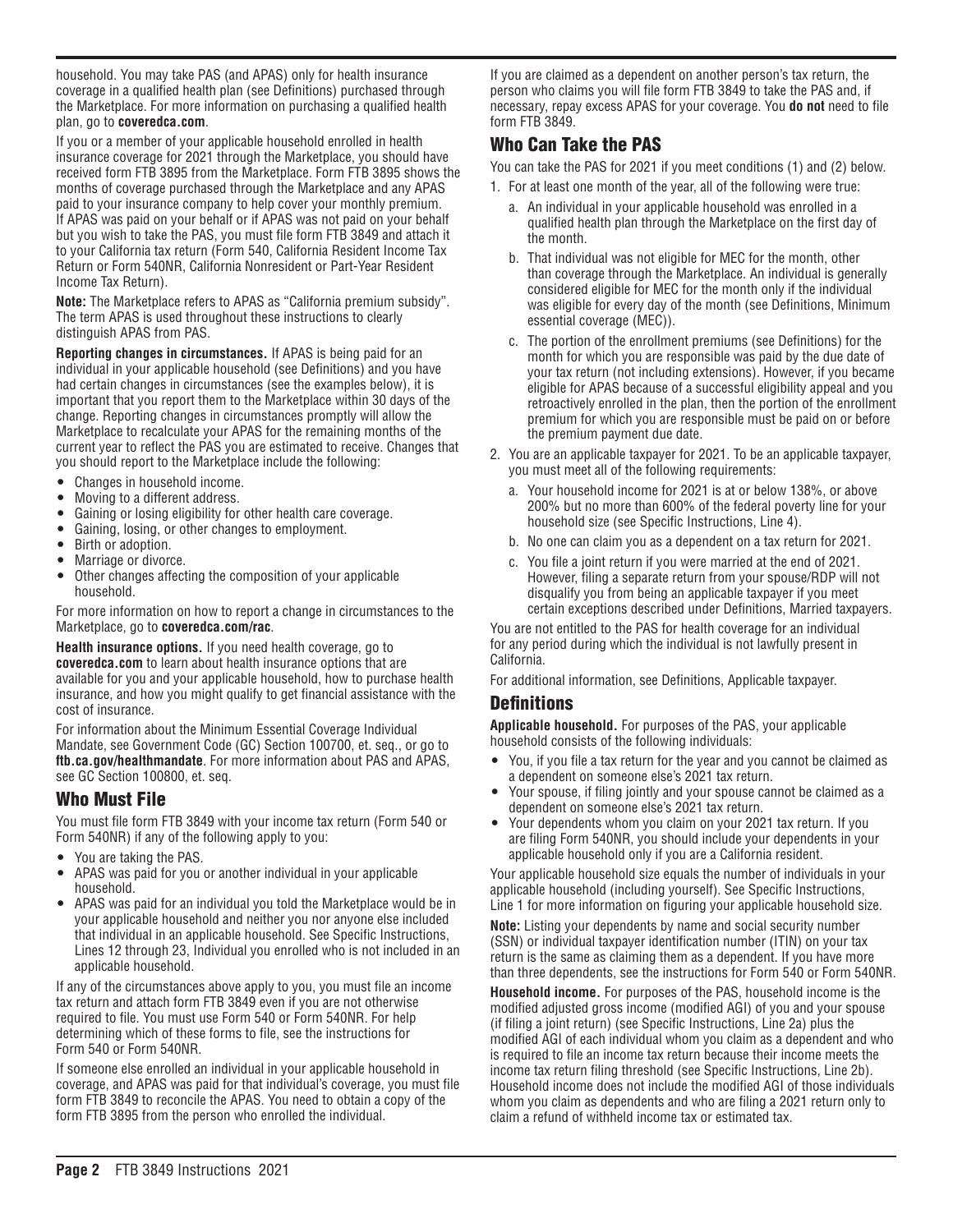household. You may take PAS (and APAS) only for health insurance coverage in a qualified health plan (see Definitions) purchased through the Marketplace. For more information on purchasing a qualified health plan, go to **coveredca.com**.

If you or a member of your applicable household enrolled in health insurance coverage for 2021 through the Marketplace, you should have received form FTB 3895 from the Marketplace. Form FTB 3895 shows the months of coverage purchased through the Marketplace and any APAS paid to your insurance company to help cover your monthly premium. If APAS was paid on your behalf or if APAS was not paid on your behalf but you wish to take the PAS, you must file form FTB 3849 and attach it to your California tax return (Form 540, California Resident Income Tax Return or Form 540NR, California Nonresident or Part-Year Resident Income Tax Return).

**Note:** The Marketplace refers to APAS as "California premium subsidy". The term APAS is used throughout these instructions to clearly distinguish APAS from PAS.

**Reporting changes in circumstances.** If APAS is being paid for an individual in your applicable household (see Definitions) and you have had certain changes in circumstances (see the examples below), it is important that you report them to the Marketplace within 30 days of the change. Reporting changes in circumstances promptly will allow the Marketplace to recalculate your APAS for the remaining months of the current year to reflect the PAS you are estimated to receive. Changes that you should report to the Marketplace include the following:

- Changes in household income.
- Moving to a different address.
- Gaining or losing eligibility for other health care coverage.
- Gaining, losing, or other changes to employment.
- Birth or adoption.
- Marriage or divorce.
- Other changes affecting the composition of your applicable household.

For more information on how to report a change in circumstances to the Marketplace, go to **coveredca.com/rac**.

**Health insurance options.** If you need health coverage, go to **coveredca.com** to learn about health insurance options that are available for you and your applicable household, how to purchase health insurance, and how you might qualify to get financial assistance with the cost of insurance.

For information about the Minimum Essential Coverage Individual Mandate, see Government Code (GC) Section 100700, et. seq., or go to **ftb.ca.gov/healthmandate**. For more information about PAS and APAS, see GC Section 100800, et. seq.

## Who Must File

You must file form FTB 3849 with your income tax return (Form 540 or Form 540NR) if any of the following apply to you:

- You are taking the PAS.
- APAS was paid for you or another individual in your applicable household.
- APAS was paid for an individual you told the Marketplace would be in your applicable household and neither you nor anyone else included that individual in an applicable household. See Specific Instructions, Lines 12 through 23, Individual you enrolled who is not included in an applicable household.

If any of the circumstances above apply to you, you must file an income tax return and attach form FTB 3849 even if you are not otherwise required to file. You must use Form 540 or Form 540NR. For help determining which of these forms to file, see the instructions for Form 540 or Form 540NR.

If someone else enrolled an individual in your applicable household in coverage, and APAS was paid for that individual's coverage, you must file form FTB 3849 to reconcile the APAS. You need to obtain a copy of the form FTB 3895 from the person who enrolled the individual.

If you are claimed as a dependent on another person's tax return, the person who claims you will file form FTB 3849 to take the PAS and, if necessary, repay excess APAS for your coverage. You **do not** need to file form FTB 3849.

## Who Can Take the PAS

You can take the PAS for 2021 if you meet conditions (1) and (2) below.

1. For at least one month of the year, all of the following were true:
   a. An individual in your applicable household was enrolled in a qualified health plan through the Marketplace on the first day of the month.
   b. That individual was not eligible for MEC for the month, other than coverage through the Marketplace. An individual is generally considered eligible for MEC for the month only if the individual was eligible for every day of the month (see Definitions, Minimum essential coverage (MEC)).
   c. The portion of the enrollment premiums (see Definitions) for the month for which you are responsible was paid by the due date of your tax return (not including extensions). However, if you became eligible for APAS because of a successful eligibility appeal and you retroactively enrolled in the plan, then the portion of the enrollment premium for which you are responsible must be paid on or before the premium payment due date.
2. You are an applicable taxpayer for 2021. To be an applicable taxpayer, you must meet all of the following requirements:
   a. Your household income for 2021 is at or below 138%, or above 200% but no more than 600% of the federal poverty line for your household size (see Specific Instructions, Line 4).
   b. No one can claim you as a dependent on a tax return for 2021.
   c. You file a joint return if you were married at the end of 2021. However, filing a separate return from your spouse/RDP will not disqualify you from being an applicable taxpayer if you meet certain exceptions described under Definitions, Married taxpayers.

You are not entitled to the PAS for health coverage for an individual for any period during which the individual is not lawfully present in California.

For additional information, see Definitions, Applicable taxpayer.

## Definitions

**Applicable household.** For purposes of the PAS, your applicable household consists of the following individuals:

- You, if you file a tax return for the year and you cannot be claimed as a dependent on someone else's 2021 tax return.
- Your spouse, if filing jointly and your spouse cannot be claimed as a dependent on someone else's 2021 tax return.
- Your dependents whom you claim on your 2021 tax return. If you are filing Form 540NR, you should include your dependents in your applicable household only if you are a California resident.

Your applicable household size equals the number of individuals in your applicable household (including yourself). See Specific Instructions, Line 1 for more information on figuring your applicable household size.

**Note:** Listing your dependents by name and social security number (SSN) or individual taxpayer identification number (ITIN) on your tax return is the same as claiming them as a dependent. If you have more than three dependents, see the instructions for Form 540 or Form 540NR.

**Household income.** For purposes of the PAS, household income is the modified adjusted gross income (modified AGI) of you and your spouse (if filing a joint return) (see Specific Instructions, Line 2a) plus the modified AGI of each individual whom you claim as a dependent and who is required to file an income tax return because their income meets the income tax return filing threshold (see Specific Instructions, Line 2b). Household income does not include the modified AGI of those individuals whom you claim as dependents and who are filing a 2021 return only to claim a refund of withheld income tax or estimated tax.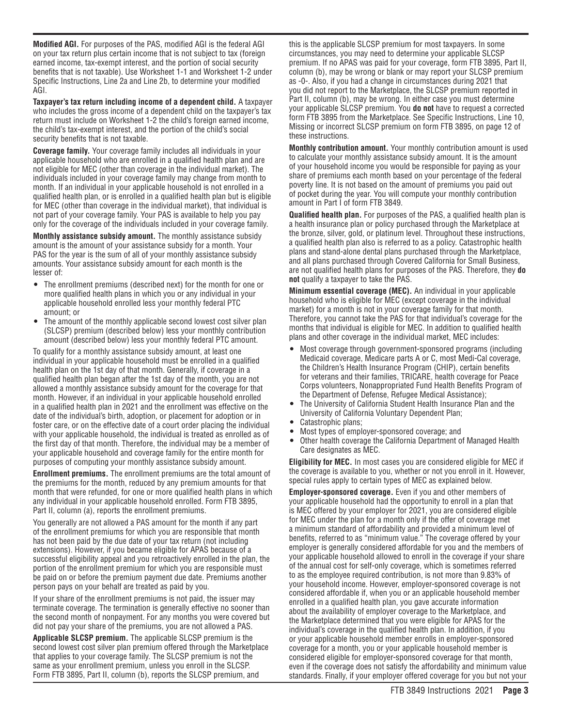**Modified AGI.** For purposes of the PAS, modified AGI is the federal AGI on your tax return plus certain income that is not subject to tax (foreign earned income, tax-exempt interest, and the portion of social security benefits that is not taxable). Use Worksheet 1-1 and Worksheet 1-2 under Specific Instructions, Line 2a and Line 2b, to determine your modified AGI.

**Taxpayer's tax return including income of a dependent child.** A taxpayer who includes the gross income of a dependent child on the taxpayer's tax return must include on Worksheet 1-2 the child's foreign earned income, the child's tax-exempt interest, and the portion of the child's social security benefits that is not taxable.

**Coverage family.** Your coverage family includes all individuals in your applicable household who are enrolled in a qualified health plan and are not eligible for MEC (other than coverage in the individual market). The individuals included in your coverage family may change from month to month. If an individual in your applicable household is not enrolled in a qualified health plan, or is enrolled in a qualified health plan but is eligible for MEC (other than coverage in the individual market), that individual is not part of your coverage family. Your PAS is available to help you pay only for the coverage of the individuals included in your coverage family.

**Monthly assistance subsidy amount.** The monthly assistance subsidy amount is the amount of your assistance subsidy for a month. Your PAS for the year is the sum of all of your monthly assistance subsidy amounts. Your assistance subsidy amount for each month is the lesser of:

- The enrollment premiums (described next) for the month for one or more qualified health plans in which you or any individual in your applicable household enrolled less your monthly federal PTC amount; or
- The amount of the monthly applicable second lowest cost silver plan (SLCSP) premium (described below) less your monthly contribution amount (described below) less your monthly federal PTC amount.

To qualify for a monthly assistance subsidy amount, at least one individual in your applicable household must be enrolled in a qualified health plan on the 1st day of that month. Generally, if coverage in a qualified health plan began after the 1st day of the month, you are not allowed a monthly assistance subsidy amount for the coverage for that month. However, if an individual in your applicable household enrolled in a qualified health plan in 2021 and the enrollment was effective on the date of the individual's birth, adoption, or placement for adoption or in foster care, or on the effective date of a court order placing the individual with your applicable household, the individual is treated as enrolled as of the first day of that month. Therefore, the individual may be a member of your applicable household and coverage family for the entire month for purposes of computing your monthly assistance subsidy amount.

**Enrollment premiums.** The enrollment premiums are the total amount of the premiums for the month, reduced by any premium amounts for that month that were refunded, for one or more qualified health plans in which any individual in your applicable household enrolled. Form FTB 3895, Part II, column (a), reports the enrollment premiums.

You generally are not allowed a PAS amount for the month if any part of the enrollment premiums for which you are responsible that month has not been paid by the due date of your tax return (not including extensions). However, if you became eligible for APAS because of a successful eligibility appeal and you retroactively enrolled in the plan, the portion of the enrollment premium for which you are responsible must be paid on or before the premium payment due date. Premiums another person pays on your behalf are treated as paid by you.

If your share of the enrollment premiums is not paid, the issuer may terminate coverage. The termination is generally effective no sooner than the second month of nonpayment. For any months you were covered but did not pay your share of the premiums, you are not allowed a PAS.

**Applicable SLCSP premium.** The applicable SLCSP premium is the second lowest cost silver plan premium offered through the Marketplace that applies to your coverage family. The SLCSP premium is not the same as your enrollment premium, unless you enroll in the SLCSP. Form FTB 3895, Part II, column (b), reports the SLCSP premium, and this is the applicable SLCSP premium for most taxpayers. In some circumstances, you may need to determine your applicable SLCSP premium. If no APAS was paid for your coverage, form FTB 3895, Part II, column (b), may be wrong or blank or may report your SLCSP premium as -0-. Also, if you had a change in circumstances during 2021 that you did not report to the Marketplace, the SLCSP premium reported in Part II, column (b), may be wrong. In either case you must determine your applicable SLCSP premium. You **do not** have to request a corrected form FTB 3895 from the Marketplace. See Specific Instructions, Line 10, Missing or incorrect SLCSP premium on form FTB 3895, on page 12 of these instructions.

**Monthly contribution amount.** Your monthly contribution amount is used to calculate your monthly assistance subsidy amount. It is the amount of your household income you would be responsible for paying as your share of premiums each month based on your percentage of the federal poverty line. It is not based on the amount of premiums you paid out of pocket during the year. You will compute your monthly contribution amount in Part I of form FTB 3849.

**Qualified health plan.** For purposes of the PAS, a qualified health plan is a health insurance plan or policy purchased through the Marketplace at the bronze, silver, gold, or platinum level. Throughout these instructions, a qualified health plan also is referred to as a policy. Catastrophic health plans and stand-alone dental plans purchased through the Marketplace, and all plans purchased through Covered California for Small Business, are not qualified health plans for purposes of the PAS. Therefore, they **do not** qualify a taxpayer to take the PAS.

**Minimum essential coverage (MEC).** An individual in your applicable household who is eligible for MEC (except coverage in the individual market) for a month is not in your coverage family for that month. Therefore, you cannot take the PAS for that individual's coverage for the months that individual is eligible for MEC. In addition to qualified health plans and other coverage in the individual market, MEC includes:

- Most coverage through government-sponsored programs (including Medicaid coverage, Medicare parts A or C, most Medi-Cal coverage, the Children's Health Insurance Program (CHIP), certain benefits for veterans and their families, TRICARE, health coverage for Peace Corps volunteers, Nonappropriated Fund Health Benefits Program of the Department of Defense, Refugee Medical Assistance);
- The University of California Student Health Insurance Plan and the University of California Voluntary Dependent Plan;
- Catastrophic plans;
- Most types of employer-sponsored coverage; and
- Other health coverage the California Department of Managed Health Care designates as MEC.

**Eligibility for MEC.** In most cases you are considered eligible for MEC if the coverage is available to you, whether or not you enroll in it. However, special rules apply to certain types of MEC as explained below.

**Employer-sponsored coverage.** Even if you and other members of your applicable household had the opportunity to enroll in a plan that is MEC offered by your employer for 2021, you are considered eligible for MEC under the plan for a month only if the offer of coverage met a minimum standard of affordability and provided a minimum level of benefits, referred to as "minimum value." The coverage offered by your employer is generally considered affordable for you and the members of your applicable household allowed to enroll in the coverage if your share of the annual cost for self-only coverage, which is sometimes referred to as the employee required contribution, is not more than 9.83% of your household income. However, employer-sponsored coverage is not considered affordable if, when you or an applicable household member enrolled in a qualified health plan, you gave accurate information about the availability of employer coverage to the Marketplace, and the Marketplace determined that you were eligible for APAS for the individual's coverage in the qualified health plan. In addition, if you or your applicable household member enrolls in employer-sponsored coverage for a month, you or your applicable household member is considered eligible for employer-sponsored coverage for that month, even if the coverage does not satisfy the affordability and minimum value standards. Finally, if your employer offered coverage for you but not your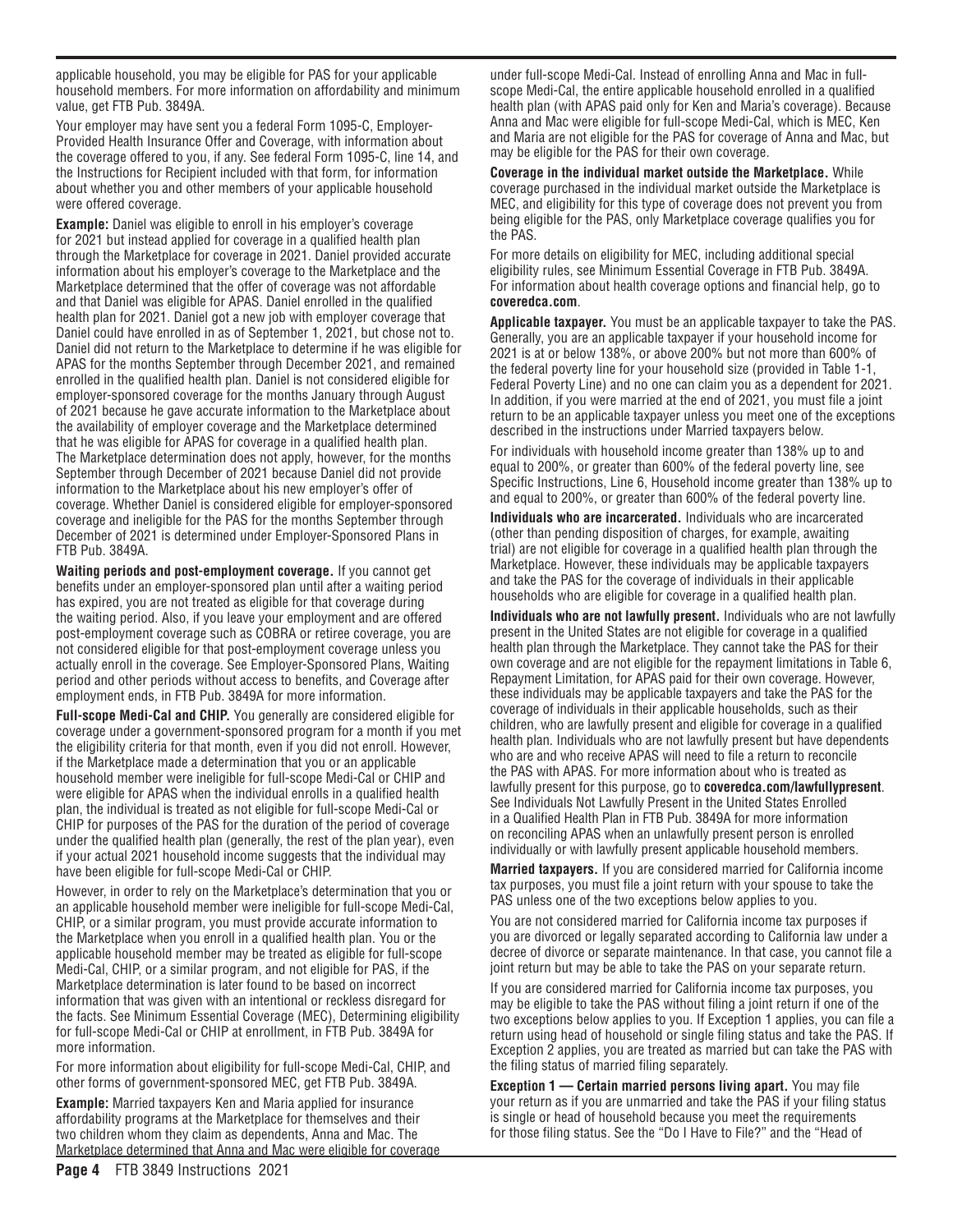applicable household, you may be eligible for PAS for your applicable household members. For more information on affordability and minimum value, get FTB Pub. 3849A.

Your employer may have sent you a federal Form 1095-C, Employer-Provided Health Insurance Offer and Coverage, with information about the coverage offered to you, if any. See federal Form 1095-C, line 14, and the Instructions for Recipient included with that form, for information about whether you and other members of your applicable household were offered coverage.

**Example:** Daniel was eligible to enroll in his employer's coverage for 2021 but instead applied for coverage in a qualified health plan through the Marketplace for coverage in 2021. Daniel provided accurate information about his employer's coverage to the Marketplace and the Marketplace determined that the offer of coverage was not affordable and that Daniel was eligible for APAS. Daniel enrolled in the qualified health plan for 2021. Daniel got a new job with employer coverage that Daniel could have enrolled in as of September 1, 2021, but chose not to. Daniel did not return to the Marketplace to determine if he was eligible for APAS for the months September through December 2021, and remained enrolled in the qualified health plan. Daniel is not considered eligible for employer-sponsored coverage for the months January through August of 2021 because he gave accurate information to the Marketplace about the availability of employer coverage and the Marketplace determined that he was eligible for APAS for coverage in a qualified health plan. The Marketplace determination does not apply, however, for the months September through December of 2021 because Daniel did not provide information to the Marketplace about his new employer's offer of coverage. Whether Daniel is considered eligible for employer-sponsored coverage and ineligible for the PAS for the months September through December of 2021 is determined under Employer-Sponsored Plans in FTB Pub. 3849A.

**Waiting periods and post-employment coverage.** If you cannot get benefits under an employer-sponsored plan until after a waiting period has expired, you are not treated as eligible for that coverage during the waiting period. Also, if you leave your employment and are offered post-employment coverage such as COBRA or retiree coverage, you are not considered eligible for that post-employment coverage unless you actually enroll in the coverage. See Employer-Sponsored Plans, Waiting period and other periods without access to benefits, and Coverage after employment ends, in FTB Pub. 3849A for more information.

**Full-scope Medi-Cal and CHIP.** You generally are considered eligible for coverage under a government-sponsored program for a month if you met the eligibility criteria for that month, even if you did not enroll. However, if the Marketplace made a determination that you or an applicable household member were ineligible for full-scope Medi-Cal or CHIP and were eligible for APAS when the individual enrolls in a qualified health plan, the individual is treated as not eligible for full-scope Medi-Cal or CHIP for purposes of the PAS for the duration of the period of coverage under the qualified health plan (generally, the rest of the plan year), even if your actual 2021 household income suggests that the individual may have been eligible for full-scope Medi-Cal or CHIP.

However, in order to rely on the Marketplace's determination that you or an applicable household member were ineligible for full-scope Medi-Cal, CHIP, or a similar program, you must provide accurate information to the Marketplace when you enroll in a qualified health plan. You or the applicable household member may be treated as eligible for full-scope Medi-Cal, CHIP, or a similar program, and not eligible for PAS, if the Marketplace determination is later found to be based on incorrect information that was given with an intentional or reckless disregard for the facts. See Minimum Essential Coverage (MEC), Determining eligibility for full-scope Medi-Cal or CHIP at enrollment, in FTB Pub. 3849A for more information.

For more information about eligibility for full-scope Medi-Cal, CHIP, and other forms of government-sponsored MEC, get FTB Pub. 3849A.

**Example:** Married taxpayers Ken and Maria applied for insurance affordability programs at the Marketplace for themselves and their two children whom they claim as dependents, Anna and Mac. The Marketplace determined that Anna and Mac were eligible for coverage under full-scope Medi-Cal. Instead of enrolling Anna and Mac in full-scope Medi-Cal, the entire applicable household enrolled in a qualified health plan (with APAS paid only for Ken and Maria's coverage). Because Anna and Mac were eligible for full-scope Medi-Cal, which is MEC, Ken and Maria are not eligible for the PAS for coverage of Anna and Mac, but may be eligible for the PAS for their own coverage.

**Coverage in the individual market outside the Marketplace.** While coverage purchased in the individual market outside the Marketplace is MEC, and eligibility for this type of coverage does not prevent you from being eligible for the PAS, only Marketplace coverage qualifies you for the PAS.

For more details on eligibility for MEC, including additional special eligibility rules, see Minimum Essential Coverage in FTB Pub. 3849A. For information about health coverage options and financial help, go to **coveredca.com**.

**Applicable taxpayer.** You must be an applicable taxpayer to take the PAS. Generally, you are an applicable taxpayer if your household income for 2021 is at or below 138%, or above 200% but not more than 600% of the federal poverty line for your household size (provided in Table 1-1, Federal Poverty Line) and no one can claim you as a dependent for 2021. In addition, if you were married at the end of 2021, you must file a joint return to be an applicable taxpayer unless you meet one of the exceptions described in the instructions under Married taxpayers below.

For individuals with household income greater than 138% up to and equal to 200%, or greater than 600% of the federal poverty line, see Specific Instructions, Line 6, Household income greater than 138% up to and equal to 200%, or greater than 600% of the federal poverty line.

**Individuals who are incarcerated.** Individuals who are incarcerated (other than pending disposition of charges, for example, awaiting trial) are not eligible for coverage in a qualified health plan through the Marketplace. However, these individuals may be applicable taxpayers and take the PAS for the coverage of individuals in their applicable households who are eligible for coverage in a qualified health plan.

**Individuals who are not lawfully present.** Individuals who are not lawfully present in the United States are not eligible for coverage in a qualified health plan through the Marketplace. They cannot take the PAS for their own coverage and are not eligible for the repayment limitations in Table 6, Repayment Limitation, for APAS paid for their own coverage. However, these individuals may be applicable taxpayers and take the PAS for the coverage of individuals in their applicable households, such as their children, who are lawfully present and eligible for coverage in a qualified health plan. Individuals who are not lawfully present but have dependents who are and who receive APAS will need to file a return to reconcile the PAS with APAS. For more information about who is treated as lawfully present for this purpose, go to **coveredca.com/lawfullypresent**. See Individuals Not Lawfully Present in the United States Enrolled in a Qualified Health Plan in FTB Pub. 3849A for more information on reconciling APAS when an unlawfully present person is enrolled individually or with lawfully present applicable household members.

**Married taxpayers.** If you are considered married for California income tax purposes, you must file a joint return with your spouse to take the PAS unless one of the two exceptions below applies to you.

You are not considered married for California income tax purposes if you are divorced or legally separated according to California law under a decree of divorce or separate maintenance. In that case, you cannot file a joint return but may be able to take the PAS on your separate return.

If you are considered married for California income tax purposes, you may be eligible to take the PAS without filing a joint return if one of the two exceptions below applies to you. If Exception 1 applies, you can file a return using head of household or single filing status and take the PAS. If Exception 2 applies, you are treated as married but can take the PAS with the filing status of married filing separately.

**Exception 1 — Certain married persons living apart.** You may file your return as if you are unmarried and take the PAS if your filing status is single or head of household because you meet the requirements for those filing status. See the "Do I Have to File?" and the "Head of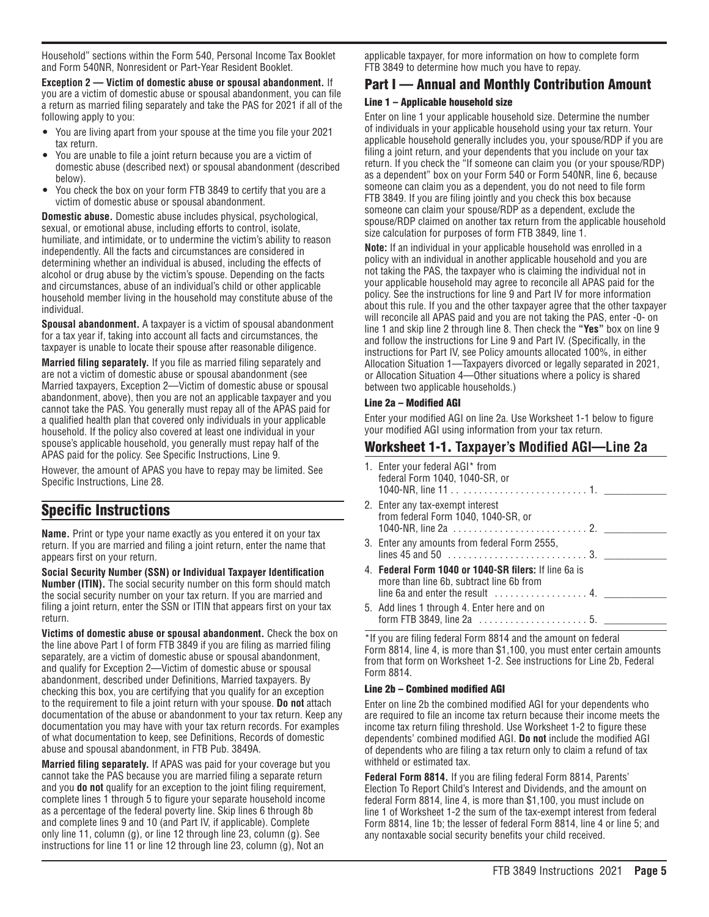Household" sections within the Form 540, Personal Income Tax Booklet and Form 540NR, Nonresident or Part-Year Resident Booklet.

**Exception 2 — Victim of domestic abuse or spousal abandonment.** If you are a victim of domestic abuse or spousal abandonment, you can file a return as married filing separately and take the PAS for 2021 if all of the following apply to you:

- You are living apart from your spouse at the time you file your 2021 tax return.
- You are unable to file a joint return because you are a victim of domestic abuse (described next) or spousal abandonment (described below).
- You check the box on your form FTB 3849 to certify that you are a victim of domestic abuse or spousal abandonment.

**Domestic abuse.** Domestic abuse includes physical, psychological, sexual, or emotional abuse, including efforts to control, isolate, humiliate, and intimidate, or to undermine the victim's ability to reason independently. All the facts and circumstances are considered in determining whether an individual is abused, including the effects of alcohol or drug abuse by the victim's spouse. Depending on the facts and circumstances, abuse of an individual's child or other applicable household member living in the household may constitute abuse of the individual.

**Spousal abandonment.** A taxpayer is a victim of spousal abandonment for a tax year if, taking into account all facts and circumstances, the taxpayer is unable to locate their spouse after reasonable diligence.

**Married filing separately.** If you file as married filing separately and are not a victim of domestic abuse or spousal abandonment (see Married taxpayers, Exception 2—Victim of domestic abuse or spousal abandonment, above), then you are not an applicable taxpayer and you cannot take the PAS. You generally must repay all of the APAS paid for a qualified health plan that covered only individuals in your applicable household. If the policy also covered at least one individual in your spouse's applicable household, you generally must repay half of the APAS paid for the policy. See Specific Instructions, Line 9.

However, the amount of APAS you have to repay may be limited. See Specific Instructions, Line 28.

## Specific Instructions

**Name.** Print or type your name exactly as you entered it on your tax return. If you are married and filing a joint return, enter the name that appears first on your return.

**Social Security Number (SSN) or Individual Taxpayer Identification Number (ITIN).** The social security number on this form should match the social security number on your tax return. If you are married and filing a joint return, enter the SSN or ITIN that appears first on your tax return.

**Victims of domestic abuse or spousal abandonment.** Check the box on the line above Part I of form FTB 3849 if you are filing as married filing separately, are a victim of domestic abuse or spousal abandonment, and qualify for Exception 2—Victim of domestic abuse or spousal abandonment, described under Definitions, Married taxpayers. By checking this box, you are certifying that you qualify for an exception to the requirement to file a joint return with your spouse. **Do not** attach documentation of the abuse or abandonment to your tax return. Keep any documentation you may have with your tax return records. For examples of what documentation to keep, see Definitions, Records of domestic abuse and spousal abandonment, in FTB Pub. 3849A.

**Married filing separately.** If APAS was paid for your coverage but you cannot take the PAS because you are married filing a separate return and you **do not** qualify for an exception to the joint filing requirement, complete lines 1 through 5 to figure your separate household income as a percentage of the federal poverty line. Skip lines 6 through 8b and complete lines 9 and 10 (and Part IV, if applicable). Complete only line 11, column (g), or line 12 through line 23, column (g). See instructions for line 11 or line 12 through line 23, column (g), Not an applicable taxpayer, for more information on how to complete form FTB 3849 to determine how much you have to repay.

## Part I — Annual and Monthly Contribution Amount

### Line 1 – Applicable household size

Enter on line 1 your applicable household size. Determine the number of individuals in your applicable household using your tax return. Your applicable household generally includes you, your spouse/RDP if you are filing a joint return, and your dependents that you include on your tax return. If you check the "If someone can claim you (or your spouse/RDP) as a dependent" box on your Form 540 or Form 540NR, line 6, because someone can claim you as a dependent, you do not need to file form FTB 3849. If you are filing jointly and you check this box because someone can claim your spouse/RDP as a dependent, exclude the spouse/RDP claimed on another tax return from the applicable household size calculation for purposes of form FTB 3849, line 1.

**Note:** If an individual in your applicable household was enrolled in a policy with an individual in another applicable household and you are not taking the PAS, the taxpayer who is claiming the individual not in your applicable household may agree to reconcile all APAS paid for the policy. See the instructions for line 9 and Part IV for more information about this rule. If you and the other taxpayer agree that the other taxpayer will reconcile all APAS paid and you are not taking the PAS, enter -0- on line 1 and skip line 2 through line 8. Then check the **"Yes"** box on line 9 and follow the instructions for Line 9 and Part IV. (Specifically, in the instructions for Part IV, see Policy amounts allocated 100%, in either Allocation Situation 1—Taxpayers divorced or legally separated in 2021, or Allocation Situation 4—Other situations where a policy is shared between two applicable households.)

### Line 2a – Modified AGI

Enter your modified AGI on line 2a. Use Worksheet 1-1 below to figure your modified AGI using information from your tax return.

## Worksheet 1-1. Taxpayer's Modified AGI—Line 2a

1. Enter your federal AGI* from federal Form 1040, 1040-SR, or 1040-NR, line 11 . . . . . . . . . . . . . . . . . . . . . . . . . 1. ___________
2. Enter any tax-exempt interest from federal Form 1040, 1040-SR, or 1040-NR, line 2a . . . . . . . . . . . . . . . . . . . . . . . . . . 2. ___________
3. Enter any amounts from federal Form 2555, lines 45 and 50 . . . . . . . . . . . . . . . . . . . . . . . . . . . 3. ___________
4. **Federal Form 1040 or 1040-SR filers:** If line 6a is more than line 6b, subtract line 6b from line 6a and enter the result . . . . . . . . . . . . . . . . . 4. ___________
5. Add lines 1 through 4. Enter here and on form FTB 3849, line 2a . . . . . . . . . . . . . . . . . . . . . 5. ___________

*If you are filing federal Form 8814 and the amount on federal Form 8814, line 4, is more than $1,100, you must enter certain amounts from that form on Worksheet 1-2. See instructions for Line 2b, Federal Form 8814.

### Line 2b – Combined modified AGI

Enter on line 2b the combined modified AGI for your dependents who are required to file an income tax return because their income meets the income tax return filing threshold. Use Worksheet 1-2 to figure these dependents' combined modified AGI. **Do not** include the modified AGI of dependents who are filing a tax return only to claim a refund of tax withheld or estimated tax.

**Federal Form 8814.** If you are filing federal Form 8814, Parents' Election To Report Child's Interest and Dividends, and the amount on federal Form 8814, line 4, is more than $1,100, you must include on line 1 of Worksheet 1-2 the sum of the tax-exempt interest from federal Form 8814, line 1b; the lesser of federal Form 8814, line 4 or line 5; and any nontaxable social security benefits your child received.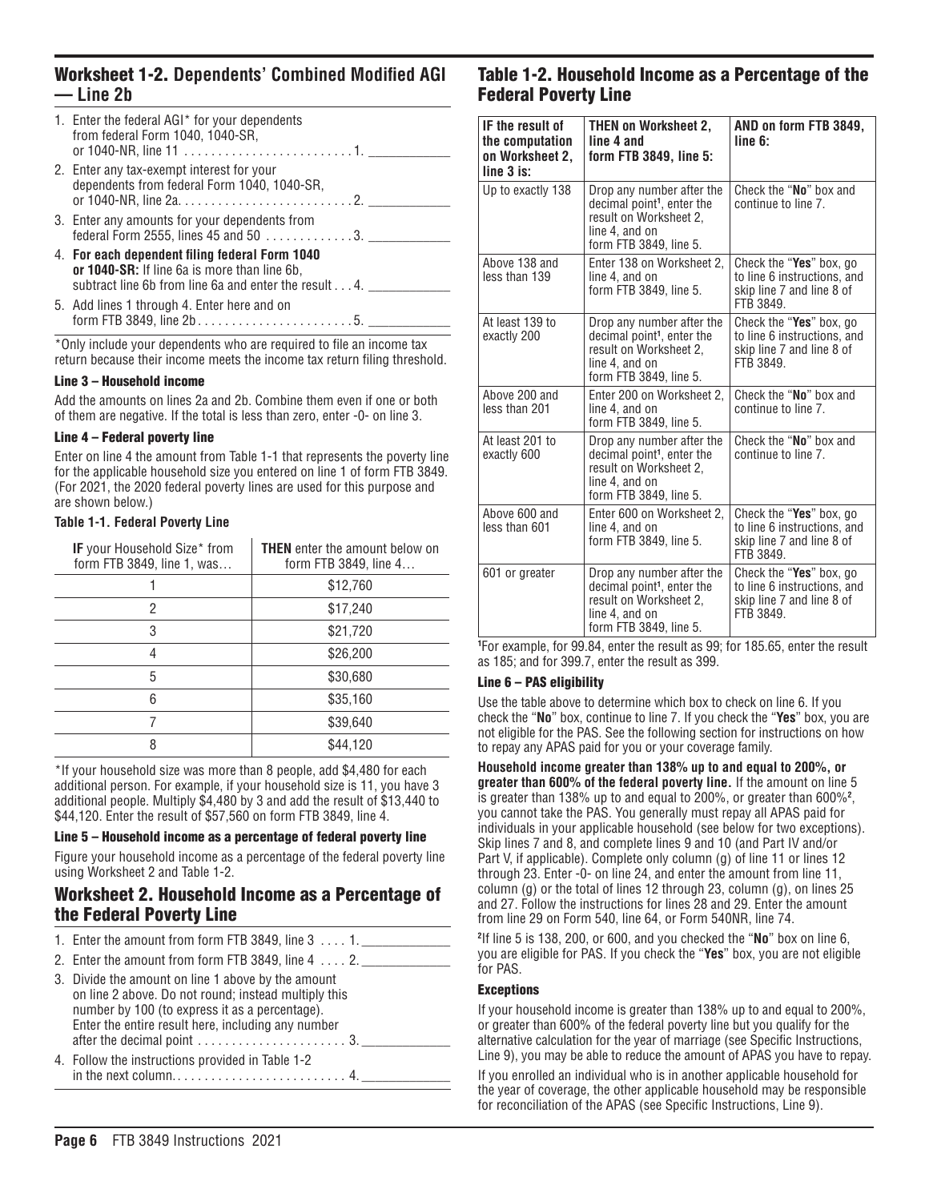## Worksheet 1-2. Dependents' Combined Modified AGI — Line 2b

1. Enter the federal AGI* for your dependents from federal Form 1040, 1040-SR, or 1040-NR, line 11 . . . . . . . . . . . . . . . . . . . . . . . . 1. ___________
2. Enter any tax-exempt interest for your dependents from federal Form 1040, 1040-SR, or 1040-NR, line 2a. . . . . . . . . . . . . . . . . . . . . . . . . 2. ___________
3. Enter any amounts for your dependents from federal Form 2555, lines 45 and 50 . . . . . . . . . . . . 3. ___________
4. **For each dependent filing federal Form 1040 or 1040-SR:** If line 6a is more than line 6b, subtract line 6b from line 6a and enter the result . . . 4. ___________
5. Add lines 1 through 4. Enter here and on form FTB 3849, line 2b . . . . . . . . . . . . . . . . . . . . . . . 5. ___________

*Only include your dependents who are required to file an income tax return because their income meets the income tax return filing threshold.

### Line 3 – Household income

Add the amounts on lines 2a and 2b. Combine them even if one or both of them are negative. If the total is less than zero, enter -0- on line 3.

### Line 4 – Federal poverty line

Enter on line 4 the amount from Table 1-1 that represents the poverty line for the applicable household size you entered on line 1 of form FTB 3849. (For 2021, the 2020 federal poverty lines are used for this purpose and are shown below.)

**Table 1-1. Federal Poverty Line**

| **IF** your Household Size* from form FTB 3849, line 1, was… | **THEN** enter the amount below on form FTB 3849, line 4… |
|---|---|
| 1 | $12,760 |
| 2 | $17,240 |
| 3 | $21,720 |
| 4 | $26,200 |
| 5 | $30,680 |
| 6 | $35,160 |
| 7 | $39,640 |
| 8 | $44,120 |

*If your household size was more than 8 people, add $4,480 for each additional person. For example, if your household size is 11, you have 3 additional people. Multiply $4,480 by 3 and add the result of $13,440 to $44,120. Enter the result of $57,560 on form FTB 3849, line 4.

### Line 5 – Household income as a percentage of federal poverty line

Figure your household income as a percentage of the federal poverty line using Worksheet 2 and Table 1-2.

## Worksheet 2. Household Income as a Percentage of the Federal Poverty Line

1. Enter the amount from form FTB 3849, line 3 . . . . 1. ___________
2. Enter the amount from form FTB 3849, line 4 . . . . 2. ___________
3. Divide the amount on line 1 above by the amount on line 2 above. Do not round; instead multiply this number by 100 (to express it as a percentage). Enter the entire result here, including any number after the decimal point . . . . . . . . . . . . . . . . . . . . . . 3. ___________
4. Follow the instructions provided in Table 1-2 in the next column. . . . . . . . . . . . . . . . . . . . . . . . . . 4. ___________

## Table 1-2. Household Income as a Percentage of the Federal Poverty Line

| IF the result of the computation on Worksheet 2, line 3 is: | THEN on Worksheet 2, line 4 and form FTB 3849, line 5: | AND on form FTB 3849, line 6: |
|---|---|---|
| Up to exactly 138 | Drop any number after the decimal point[1], enter the result on Worksheet 2, line 4, and on form FTB 3849, line 5. | Check the "**No**" box and continue to line 7. |
| Above 138 and less than 139 | Enter 138 on Worksheet 2, line 4, and on form FTB 3849, line 5. | Check the "**Yes**" box, go to line 6 instructions, and skip line 7 and line 8 of FTB 3849. |
| At least 139 to exactly 200 | Drop any number after the decimal point[1], enter the result on Worksheet 2, line 4, and on form FTB 3849, line 5. | Check the "**Yes**" box, go to line 6 instructions, and skip line 7 and line 8 of FTB 3849. |
| Above 200 and less than 201 | Enter 200 on Worksheet 2, line 4, and on form FTB 3849, line 5. | Check the "**No**" box and continue to line 7. |
| At least 201 to exactly 600 | Drop any number after the decimal point[1], enter the result on Worksheet 2, line 4, and on form FTB 3849, line 5. | Check the "**No**" box and continue to line 7. |
| Above 600 and less than 601 | Enter 600 on Worksheet 2, line 4, and on form FTB 3849, line 5. | Check the "**Yes**" box, go to line 6 instructions, and skip line 7 and line 8 of FTB 3849. |
| 601 or greater | Drop any number after the decimal point[1], enter the result on Worksheet 2, line 4, and on form FTB 3849, line 5. | Check the "**Yes**" box, go to line 6 instructions, and skip line 7 and line 8 of FTB 3849. |

[1]For example, for 99.84, enter the result as 99; for 185.65, enter the result as 185; and for 399.7, enter the result as 399.

### Line 6 – PAS eligibility

Use the table above to determine which box to check on line 6. If you check the "**No**" box, continue to line 7. If you check the "**Yes**" box, you are not eligible for the PAS. See the following section for instructions on how to repay any APAS paid for you or your coverage family.

**Household income greater than 138% up to and equal to 200%, or greater than 600% of the federal poverty line.** If the amount on line 5 is greater than 138% up to and equal to 200%, or greater than 600%[2], you cannot take the PAS. You generally must repay all APAS paid for individuals in your applicable household (see below for two exceptions). Skip lines 7 and 8, and complete lines 9 and 10 (and Part IV and/or Part V, if applicable). Complete only column (g) of line 11 or lines 12 through 23. Enter -0- on line 24, and enter the amount from line 11, column (g) or the total of lines 12 through 23, column (g), on lines 25 and 27. Follow the instructions for lines 28 and 29. Enter the amount from line 29 on Form 540, line 64, or Form 540NR, line 74.

[2]If line 5 is 138, 200, or 600, and you checked the "**No**" box on line 6, you are eligible for PAS. If you check the "**Yes**" box, you are not eligible for PAS.

#### Exceptions

If your household income is greater than 138% up to and equal to 200%, or greater than 600% of the federal poverty line but you qualify for the alternative calculation for the year of marriage (see Specific Instructions, Line 9), you may be able to reduce the amount of APAS you have to repay.

If you enrolled an individual who is in another applicable household for the year of coverage, the other applicable household may be responsible for reconciliation of the APAS (see Specific Instructions, Line 9).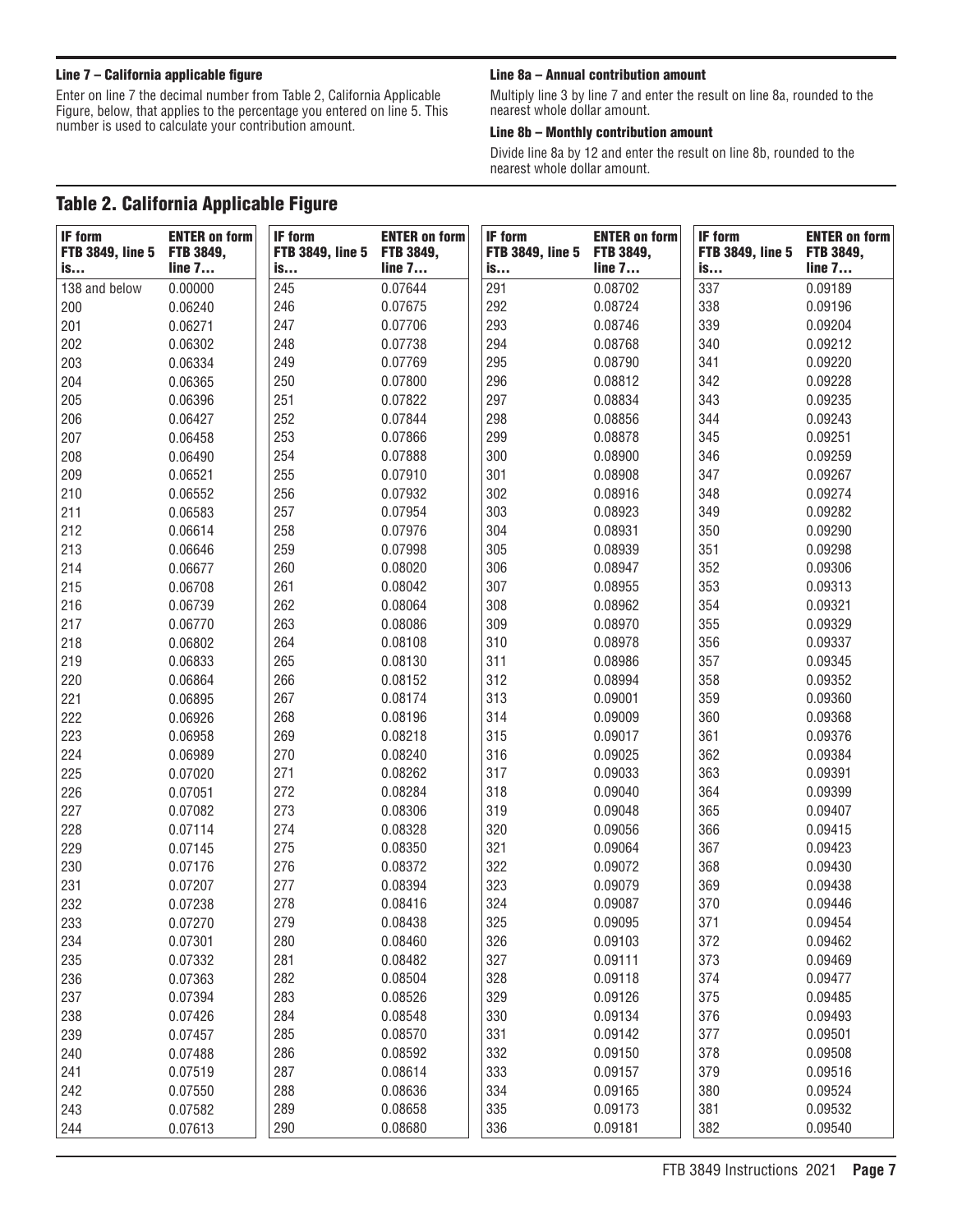#### Line 7 – California applicable figure

Enter on line 7 the decimal number from Table 2, California Applicable Figure, below, that applies to the percentage you entered on line 5. This number is used to calculate your contribution amount.

#### Line 8a – Annual contribution amount

Multiply line 3 by line 7 and enter the result on line 8a, rounded to the nearest whole dollar amount.

#### Line 8b – Monthly contribution amount

Divide line 8a by 12 and enter the result on line 8b, rounded to the nearest whole dollar amount.

## Table 2. California Applicable Figure

| IF form FTB 3849, line 5 is… | ENTER on form FTB 3849, line 7… | IF form FTB 3849, line 5 is… | ENTER on form FTB 3849, line 7… | IF form FTB 3849, line 5 is… | ENTER on form FTB 3849, line 7… | IF form FTB 3849, line 5 is… | ENTER on form FTB 3849, line 7… |
|---|---|---|---|---|---|---|---|
| 138 and below | 0.00000 | 245 | 0.07644 | 291 | 0.08702 | 337 | 0.09189 |
| 200 | 0.06240 | 246 | 0.07675 | 292 | 0.08724 | 338 | 0.09196 |
| 201 | 0.06271 | 247 | 0.07706 | 293 | 0.08746 | 339 | 0.09204 |
| 202 | 0.06302 | 248 | 0.07738 | 294 | 0.08768 | 340 | 0.09212 |
| 203 | 0.06334 | 249 | 0.07769 | 295 | 0.08790 | 341 | 0.09220 |
| 204 | 0.06365 | 250 | 0.07800 | 296 | 0.08812 | 342 | 0.09228 |
| 205 | 0.06396 | 251 | 0.07822 | 297 | 0.08834 | 343 | 0.09235 |
| 206 | 0.06427 | 252 | 0.07844 | 298 | 0.08856 | 344 | 0.09243 |
| 207 | 0.06458 | 253 | 0.07866 | 299 | 0.08878 | 345 | 0.09251 |
| 208 | 0.06490 | 254 | 0.07888 | 300 | 0.08900 | 346 | 0.09259 |
| 209 | 0.06521 | 255 | 0.07910 | 301 | 0.08908 | 347 | 0.09267 |
| 210 | 0.06552 | 256 | 0.07932 | 302 | 0.08916 | 348 | 0.09274 |
| 211 | 0.06583 | 257 | 0.07954 | 303 | 0.08923 | 349 | 0.09282 |
| 212 | 0.06614 | 258 | 0.07976 | 304 | 0.08931 | 350 | 0.09290 |
| 213 | 0.06646 | 259 | 0.07998 | 305 | 0.08939 | 351 | 0.09298 |
| 214 | 0.06677 | 260 | 0.08020 | 306 | 0.08947 | 352 | 0.09306 |
| 215 | 0.06708 | 261 | 0.08042 | 307 | 0.08955 | 353 | 0.09313 |
| 216 | 0.06739 | 262 | 0.08064 | 308 | 0.08962 | 354 | 0.09321 |
| 217 | 0.06770 | 263 | 0.08086 | 309 | 0.08970 | 355 | 0.09329 |
| 218 | 0.06802 | 264 | 0.08108 | 310 | 0.08978 | 356 | 0.09337 |
| 219 | 0.06833 | 265 | 0.08130 | 311 | 0.08986 | 357 | 0.09345 |
| 220 | 0.06864 | 266 | 0.08152 | 312 | 0.08994 | 358 | 0.09352 |
| 221 | 0.06895 | 267 | 0.08174 | 313 | 0.09001 | 359 | 0.09360 |
| 222 | 0.06926 | 268 | 0.08196 | 314 | 0.09009 | 360 | 0.09368 |
| 223 | 0.06958 | 269 | 0.08218 | 315 | 0.09017 | 361 | 0.09376 |
| 224 | 0.06989 | 270 | 0.08240 | 316 | 0.09025 | 362 | 0.09384 |
| 225 | 0.07020 | 271 | 0.08262 | 317 | 0.09033 | 363 | 0.09391 |
| 226 | 0.07051 | 272 | 0.08284 | 318 | 0.09040 | 364 | 0.09399 |
| 227 | 0.07082 | 273 | 0.08306 | 319 | 0.09048 | 365 | 0.09407 |
| 228 | 0.07114 | 274 | 0.08328 | 320 | 0.09056 | 366 | 0.09415 |
| 229 | 0.07145 | 275 | 0.08350 | 321 | 0.09064 | 367 | 0.09423 |
| 230 | 0.07176 | 276 | 0.08372 | 322 | 0.09072 | 368 | 0.09430 |
| 231 | 0.07207 | 277 | 0.08394 | 323 | 0.09079 | 369 | 0.09438 |
| 232 | 0.07238 | 278 | 0.08416 | 324 | 0.09087 | 370 | 0.09446 |
| 233 | 0.07270 | 279 | 0.08438 | 325 | 0.09095 | 371 | 0.09454 |
| 234 | 0.07301 | 280 | 0.08460 | 326 | 0.09103 | 372 | 0.09462 |
| 235 | 0.07332 | 281 | 0.08482 | 327 | 0.09111 | 373 | 0.09469 |
| 236 | 0.07363 | 282 | 0.08504 | 328 | 0.09118 | 374 | 0.09477 |
| 237 | 0.07394 | 283 | 0.08526 | 329 | 0.09126 | 375 | 0.09485 |
| 238 | 0.07426 | 284 | 0.08548 | 330 | 0.09134 | 376 | 0.09493 |
| 239 | 0.07457 | 285 | 0.08570 | 331 | 0.09142 | 377 | 0.09501 |
| 240 | 0.07488 | 286 | 0.08592 | 332 | 0.09150 | 378 | 0.09508 |
| 241 | 0.07519 | 287 | 0.08614 | 333 | 0.09157 | 379 | 0.09516 |
| 242 | 0.07550 | 288 | 0.08636 | 334 | 0.09165 | 380 | 0.09524 |
| 243 | 0.07582 | 289 | 0.08658 | 335 | 0.09173 | 381 | 0.09532 |
| 244 | 0.07613 | 290 | 0.08680 | 336 | 0.09181 | 382 | 0.09540 |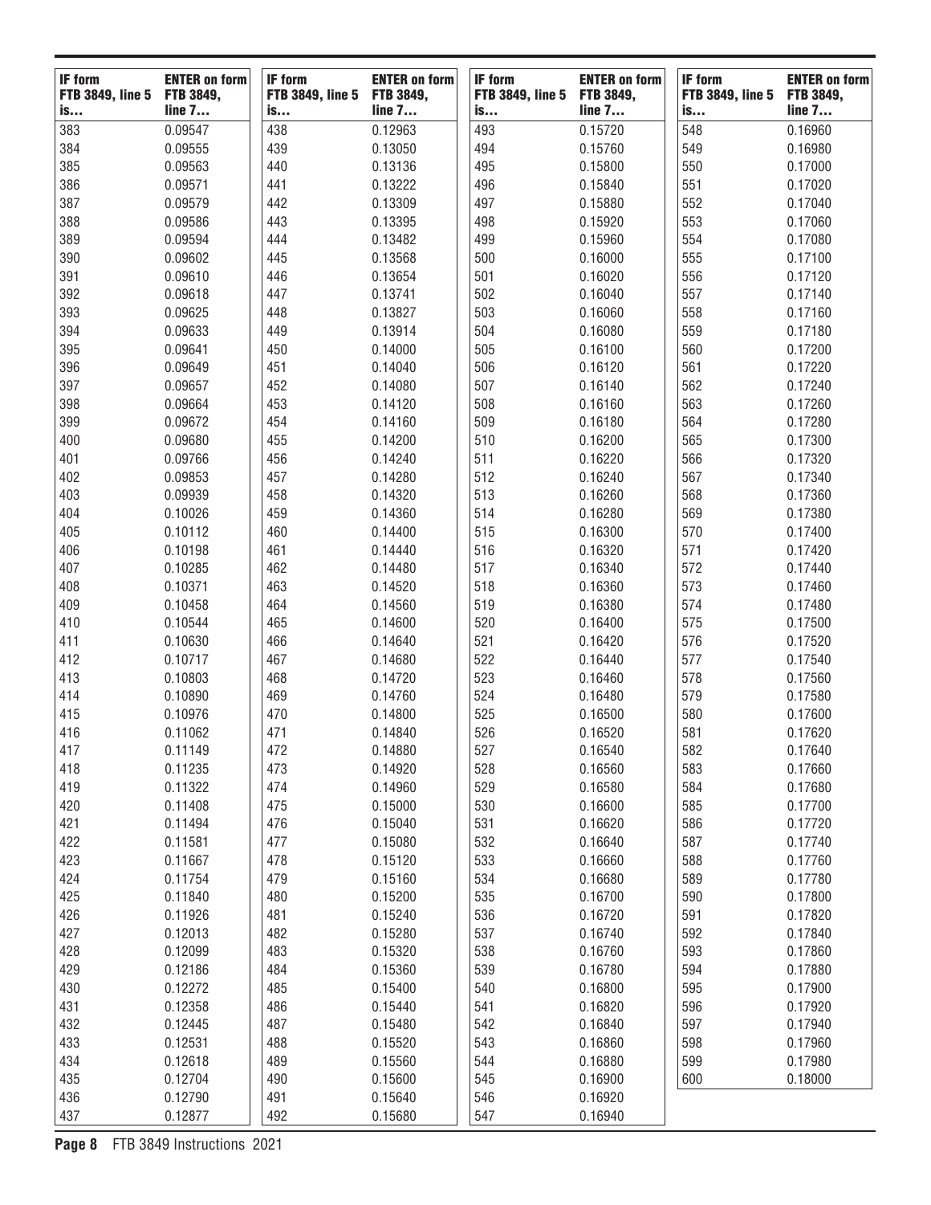| IF form FTB 3849, line 5 is… | ENTER on form FTB 3849, line 7… | IF form FTB 3849, line 5 is… | ENTER on form FTB 3849, line 7… | IF form FTB 3849, line 5 is… | ENTER on form FTB 3849, line 7… | IF form FTB 3849, line 5 is… | ENTER on form FTB 3849, line 7… |
|---|---|---|---|---|---|---|---|
| 383 | 0.09547 | 438 | 0.12963 | 493 | 0.15720 | 548 | 0.16960 |
| 384 | 0.09555 | 439 | 0.13050 | 494 | 0.15760 | 549 | 0.16980 |
| 385 | 0.09563 | 440 | 0.13136 | 495 | 0.15800 | 550 | 0.17000 |
| 386 | 0.09571 | 441 | 0.13222 | 496 | 0.15840 | 551 | 0.17020 |
| 387 | 0.09579 | 442 | 0.13309 | 497 | 0.15880 | 552 | 0.17040 |
| 388 | 0.09586 | 443 | 0.13395 | 498 | 0.15920 | 553 | 0.17060 |
| 389 | 0.09594 | 444 | 0.13482 | 499 | 0.15960 | 554 | 0.17080 |
| 390 | 0.09602 | 445 | 0.13568 | 500 | 0.16000 | 555 | 0.17100 |
| 391 | 0.09610 | 446 | 0.13654 | 501 | 0.16020 | 556 | 0.17120 |
| 392 | 0.09618 | 447 | 0.13741 | 502 | 0.16040 | 557 | 0.17140 |
| 393 | 0.09625 | 448 | 0.13827 | 503 | 0.16060 | 558 | 0.17160 |
| 394 | 0.09633 | 449 | 0.13914 | 504 | 0.16080 | 559 | 0.17180 |
| 395 | 0.09641 | 450 | 0.14000 | 505 | 0.16100 | 560 | 0.17200 |
| 396 | 0.09649 | 451 | 0.14040 | 506 | 0.16120 | 561 | 0.17220 |
| 397 | 0.09657 | 452 | 0.14080 | 507 | 0.16140 | 562 | 0.17240 |
| 398 | 0.09664 | 453 | 0.14120 | 508 | 0.16160 | 563 | 0.17260 |
| 399 | 0.09672 | 454 | 0.14160 | 509 | 0.16180 | 564 | 0.17280 |
| 400 | 0.09680 | 455 | 0.14200 | 510 | 0.16200 | 565 | 0.17300 |
| 401 | 0.09766 | 456 | 0.14240 | 511 | 0.16220 | 566 | 0.17320 |
| 402 | 0.09853 | 457 | 0.14280 | 512 | 0.16240 | 567 | 0.17340 |
| 403 | 0.09939 | 458 | 0.14320 | 513 | 0.16260 | 568 | 0.17360 |
| 404 | 0.10026 | 459 | 0.14360 | 514 | 0.16280 | 569 | 0.17380 |
| 405 | 0.10112 | 460 | 0.14400 | 515 | 0.16300 | 570 | 0.17400 |
| 406 | 0.10198 | 461 | 0.14440 | 516 | 0.16320 | 571 | 0.17420 |
| 407 | 0.10285 | 462 | 0.14480 | 517 | 0.16340 | 572 | 0.17440 |
| 408 | 0.10371 | 463 | 0.14520 | 518 | 0.16360 | 573 | 0.17460 |
| 409 | 0.10458 | 464 | 0.14560 | 519 | 0.16380 | 574 | 0.17480 |
| 410 | 0.10544 | 465 | 0.14600 | 520 | 0.16400 | 575 | 0.17500 |
| 411 | 0.10630 | 466 | 0.14640 | 521 | 0.16420 | 576 | 0.17520 |
| 412 | 0.10717 | 467 | 0.14680 | 522 | 0.16440 | 577 | 0.17540 |
| 413 | 0.10803 | 468 | 0.14720 | 523 | 0.16460 | 578 | 0.17560 |
| 414 | 0.10890 | 469 | 0.14760 | 524 | 0.16480 | 579 | 0.17580 |
| 415 | 0.10976 | 470 | 0.14800 | 525 | 0.16500 | 580 | 0.17600 |
| 416 | 0.11062 | 471 | 0.14840 | 526 | 0.16520 | 581 | 0.17620 |
| 417 | 0.11149 | 472 | 0.14880 | 527 | 0.16540 | 582 | 0.17640 |
| 418 | 0.11235 | 473 | 0.14920 | 528 | 0.16560 | 583 | 0.17660 |
| 419 | 0.11322 | 474 | 0.14960 | 529 | 0.16580 | 584 | 0.17680 |
| 420 | 0.11408 | 475 | 0.15000 | 530 | 0.16600 | 585 | 0.17700 |
| 421 | 0.11494 | 476 | 0.15040 | 531 | 0.16620 | 586 | 0.17720 |
| 422 | 0.11581 | 477 | 0.15080 | 532 | 0.16640 | 587 | 0.17740 |
| 423 | 0.11667 | 478 | 0.15120 | 533 | 0.16660 | 588 | 0.17760 |
| 424 | 0.11754 | 479 | 0.15160 | 534 | 0.16680 | 589 | 0.17780 |
| 425 | 0.11840 | 480 | 0.15200 | 535 | 0.16700 | 590 | 0.17800 |
| 426 | 0.11926 | 481 | 0.15240 | 536 | 0.16720 | 591 | 0.17820 |
| 427 | 0.12013 | 482 | 0.15280 | 537 | 0.16740 | 592 | 0.17840 |
| 428 | 0.12099 | 483 | 0.15320 | 538 | 0.16760 | 593 | 0.17860 |
| 429 | 0.12186 | 484 | 0.15360 | 539 | 0.16780 | 594 | 0.17880 |
| 430 | 0.12272 | 485 | 0.15400 | 540 | 0.16800 | 595 | 0.17900 |
| 431 | 0.12358 | 486 | 0.15440 | 541 | 0.16820 | 596 | 0.17920 |
| 432 | 0.12445 | 487 | 0.15480 | 542 | 0.16840 | 597 | 0.17940 |
| 433 | 0.12531 | 488 | 0.15520 | 543 | 0.16860 | 598 | 0.17960 |
| 434 | 0.12618 | 489 | 0.15560 | 544 | 0.16880 | 599 | 0.17980 |
| 435 | 0.12704 | 490 | 0.15600 | 545 | 0.16900 | 600 | 0.18000 |
| 436 | 0.12790 | 491 | 0.15640 | 546 | 0.16920 | | |
| 437 | 0.12877 | 492 | 0.15680 | 547 | 0.16940 | | |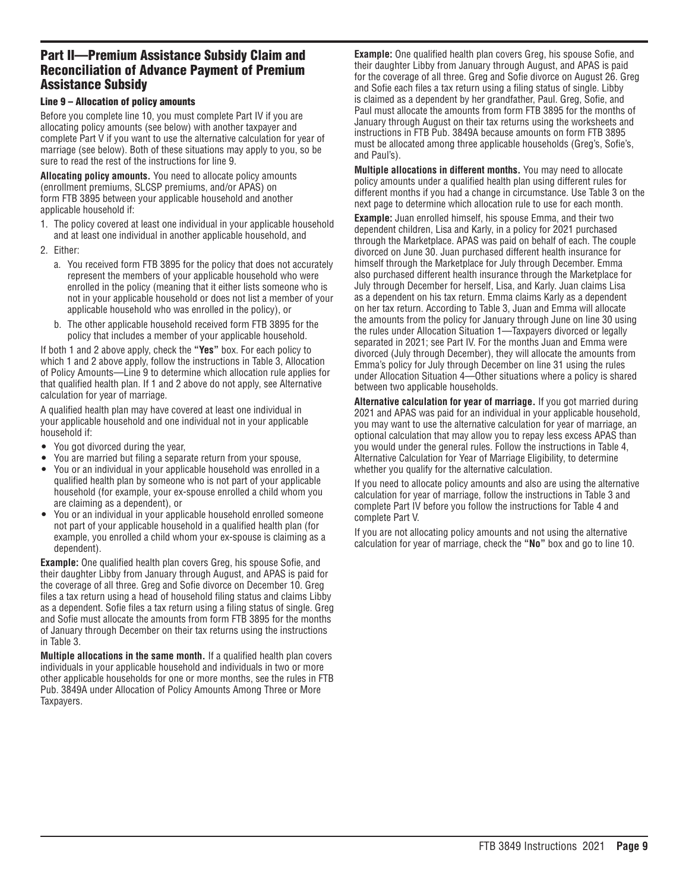## Part II—Premium Assistance Subsidy Claim and Reconciliation of Advance Payment of Premium Assistance Subsidy

### Line 9 – Allocation of policy amounts

Before you complete line 10, you must complete Part IV if you are allocating policy amounts (see below) with another taxpayer and complete Part V if you want to use the alternative calculation for year of marriage (see below). Both of these situations may apply to you, so be sure to read the rest of the instructions for line 9.

**Allocating policy amounts.** You need to allocate policy amounts (enrollment premiums, SLCSP premiums, and/or APAS) on form FTB 3895 between your applicable household and another applicable household if:

1. The policy covered at least one individual in your applicable household and at least one individual in another applicable household, and
2. Either:
   a. You received form FTB 3895 for the policy that does not accurately represent the members of your applicable household who were enrolled in the policy (meaning that it either lists someone who is not in your applicable household or does not list a member of your applicable household who was enrolled in the policy), or
   b. The other applicable household received form FTB 3895 for the policy that includes a member of your applicable household.

If both 1 and 2 above apply, check the **"Yes"** box. For each policy to which 1 and 2 above apply, follow the instructions in Table 3, Allocation of Policy Amounts—Line 9 to determine which allocation rule applies for that qualified health plan. If 1 and 2 above do not apply, see Alternative calculation for year of marriage.

A qualified health plan may have covered at least one individual in your applicable household and one individual not in your applicable household if:

- You got divorced during the year,
- You are married but filing a separate return from your spouse,
- You or an individual in your applicable household was enrolled in a qualified health plan by someone who is not part of your applicable household (for example, your ex-spouse enrolled a child whom you are claiming as a dependent), or
- You or an individual in your applicable household enrolled someone not part of your applicable household in a qualified health plan (for example, you enrolled a child whom your ex-spouse is claiming as a dependent).

**Example:** One qualified health plan covers Greg, his spouse Sofie, and their daughter Libby from January through August, and APAS is paid for the coverage of all three. Greg and Sofie divorce on December 10. Greg files a tax return using a head of household filing status and claims Libby as a dependent. Sofie files a tax return using a filing status of single. Greg and Sofie must allocate the amounts from form FTB 3895 for the months of January through December on their tax returns using the instructions in Table 3.

**Multiple allocations in the same month.** If a qualified health plan covers individuals in your applicable household and individuals in two or more other applicable households for one or more months, see the rules in FTB Pub. 3849A under Allocation of Policy Amounts Among Three or More Taxpayers.

**Example:** One qualified health plan covers Greg, his spouse Sofie, and their daughter Libby from January through August, and APAS is paid for the coverage of all three. Greg and Sofie divorce on August 26. Greg and Sofie each files a tax return using a filing status of single. Libby is claimed as a dependent by her grandfather, Paul. Greg, Sofie, and Paul must allocate the amounts from form FTB 3895 for the months of January through August on their tax returns using the worksheets and instructions in FTB Pub. 3849A because amounts on form FTB 3895 must be allocated among three applicable households (Greg's, Sofie's, and Paul's).

**Multiple allocations in different months.** You may need to allocate policy amounts under a qualified health plan using different rules for different months if you had a change in circumstance. Use Table 3 on the next page to determine which allocation rule to use for each month.

**Example:** Juan enrolled himself, his spouse Emma, and their two dependent children, Lisa and Karly, in a policy for 2021 purchased through the Marketplace. APAS was paid on behalf of each. The couple divorced on June 30. Juan purchased different health insurance for himself through the Marketplace for July through December. Emma also purchased different health insurance through the Marketplace for July through December for herself, Lisa, and Karly. Juan claims Lisa as a dependent on his tax return. Emma claims Karly as a dependent on her tax return. According to Table 3, Juan and Emma will allocate the amounts from the policy for January through June on line 30 using the rules under Allocation Situation 1—Taxpayers divorced or legally separated in 2021; see Part IV. For the months Juan and Emma were divorced (July through December), they will allocate the amounts from Emma's policy for July through December on line 31 using the rules under Allocation Situation 4—Other situations where a policy is shared between two applicable households.

**Alternative calculation for year of marriage.** If you got married during 2021 and APAS was paid for an individual in your applicable household, you may want to use the alternative calculation for year of marriage, an optional calculation that may allow you to repay less excess APAS than you would under the general rules. Follow the instructions in Table 4, Alternative Calculation for Year of Marriage Eligibility, to determine whether you qualify for the alternative calculation.

If you need to allocate policy amounts and also are using the alternative calculation for year of marriage, follow the instructions in Table 3 and complete Part IV before you follow the instructions for Table 4 and complete Part V.

If you are not allocating policy amounts and not using the alternative calculation for year of marriage, check the **"No"** box and go to line 10.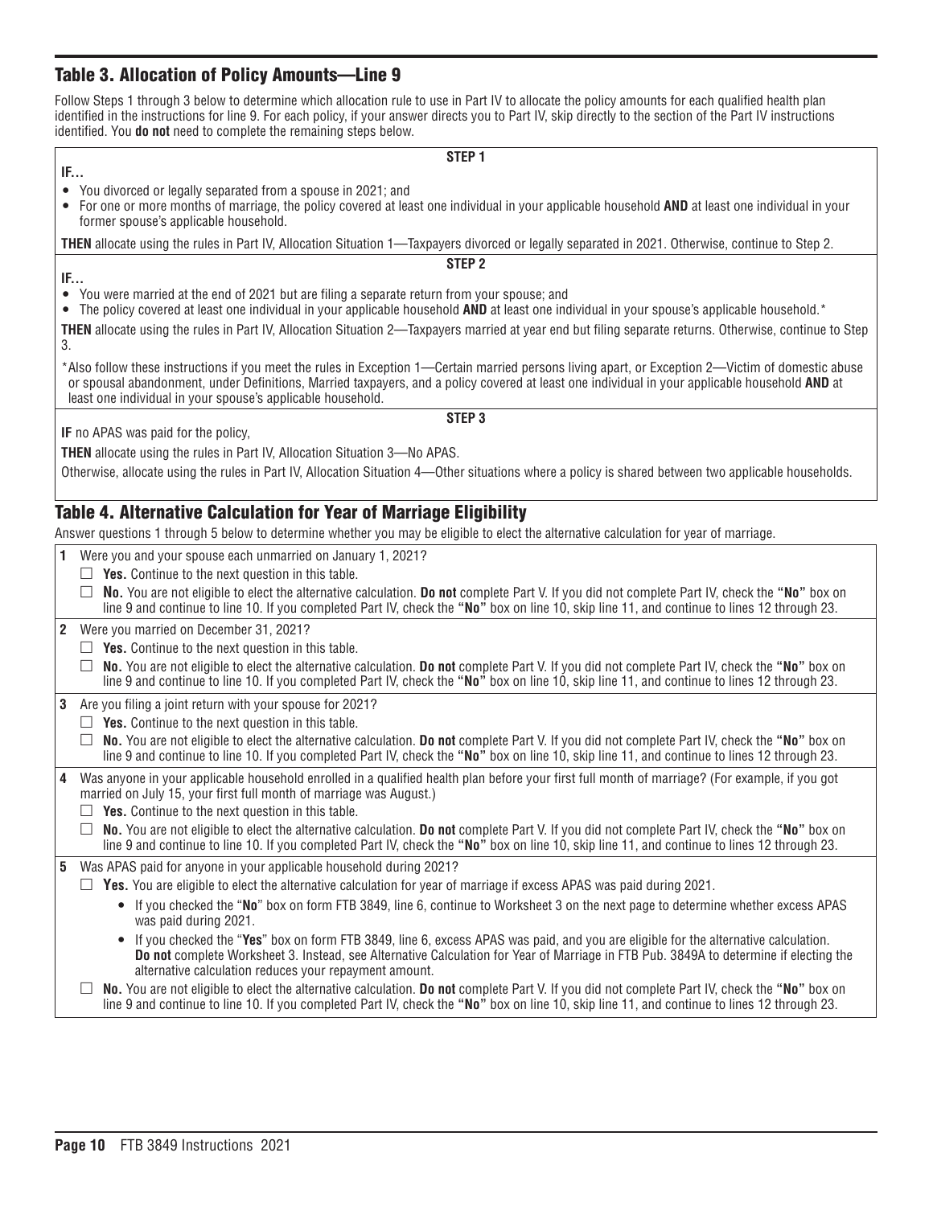## Table 3. Allocation of Policy Amounts—Line 9

Follow Steps 1 through 3 below to determine which allocation rule to use in Part IV to allocate the policy amounts for each qualified health plan identified in the instructions for line 9. For each policy, if your answer directs you to Part IV, skip directly to the section of the Part IV instructions identified. You **do not** need to complete the remaining steps below.

**STEP 1**

**IF…**

- You divorced or legally separated from a spouse in 2021; and
- For one or more months of marriage, the policy covered at least one individual in your applicable household **AND** at least one individual in your former spouse's applicable household.

**THEN** allocate using the rules in Part IV, Allocation Situation 1—Taxpayers divorced or legally separated in 2021. Otherwise, continue to Step 2.

**STEP 2**

**IF…**

- You were married at the end of 2021 but are filing a separate return from your spouse; and
- The policy covered at least one individual in your applicable household **AND** at least one individual in your spouse's applicable household.*

**THEN** allocate using the rules in Part IV, Allocation Situation 2—Taxpayers married at year end but filing separate returns. Otherwise, continue to Step 3.

*Also follow these instructions if you meet the rules in Exception 1—Certain married persons living apart, or Exception 2—Victim of domestic abuse or spousal abandonment, under Definitions, Married taxpayers, and a policy covered at least one individual in your applicable household **AND** at least one individual in your spouse's applicable household.

**STEP 3**

**IF** no APAS was paid for the policy,

**THEN** allocate using the rules in Part IV, Allocation Situation 3—No APAS.

Otherwise, allocate using the rules in Part IV, Allocation Situation 4—Other situations where a policy is shared between two applicable households.

## Table 4. Alternative Calculation for Year of Marriage Eligibility

Answer questions 1 through 5 below to determine whether you may be eligible to elect the alternative calculation for year of marriage.

**1** Were you and your spouse each unmarried on January 1, 2021?

- ☐ **Yes.** Continue to the next question in this table.
- ☐ **No.** You are not eligible to elect the alternative calculation. **Do not** complete Part V. If you did not complete Part IV, check the **"No"** box on line 9 and continue to line 10. If you completed Part IV, check the **"No"** box on line 10, skip line 11, and continue to lines 12 through 23.

**2** Were you married on December 31, 2021?

- ☐ **Yes.** Continue to the next question in this table.
- ☐ **No.** You are not eligible to elect the alternative calculation. **Do not** complete Part V. If you did not complete Part IV, check the **"No"** box on line 9 and continue to line 10. If you completed Part IV, check the **"No"** box on line 10, skip line 11, and continue to lines 12 through 23.

**3** Are you filing a joint return with your spouse for 2021?

- ☐ **Yes.** Continue to the next question in this table.
- ☐ **No.** You are not eligible to elect the alternative calculation. **Do not** complete Part V. If you did not complete Part IV, check the **"No"** box on line 9 and continue to line 10. If you completed Part IV, check the **"No"** box on line 10, skip line 11, and continue to lines 12 through 23.

**4** Was anyone in your applicable household enrolled in a qualified health plan before your first full month of marriage? (For example, if you got married on July 15, your first full month of marriage was August.)

- ☐ **Yes.** Continue to the next question in this table.
- ☐ **No.** You are not eligible to elect the alternative calculation. **Do not** complete Part V. If you did not complete Part IV, check the **"No"** box on line 9 and continue to line 10. If you completed Part IV, check the **"No"** box on line 10, skip line 11, and continue to lines 12 through 23.

**5** Was APAS paid for anyone in your applicable household during 2021?

- ☐ **Yes.** You are eligible to elect the alternative calculation for year of marriage if excess APAS was paid during 2021.
  - If you checked the "**No**" box on form FTB 3849, line 6, continue to Worksheet 3 on the next page to determine whether excess APAS was paid during 2021.
  - If you checked the "**Yes**" box on form FTB 3849, line 6, excess APAS was paid, and you are eligible for the alternative calculation. **Do not** complete Worksheet 3. Instead, see Alternative Calculation for Year of Marriage in FTB Pub. 3849A to determine if electing the alternative calculation reduces your repayment amount.
- ☐ **No.** You are not eligible to elect the alternative calculation. **Do not** complete Part V. If you did not complete Part IV, check the **"No"** box on line 9 and continue to line 10. If you completed Part IV, check the **"No"** box on line 10, skip line 11, and continue to lines 12 through 23.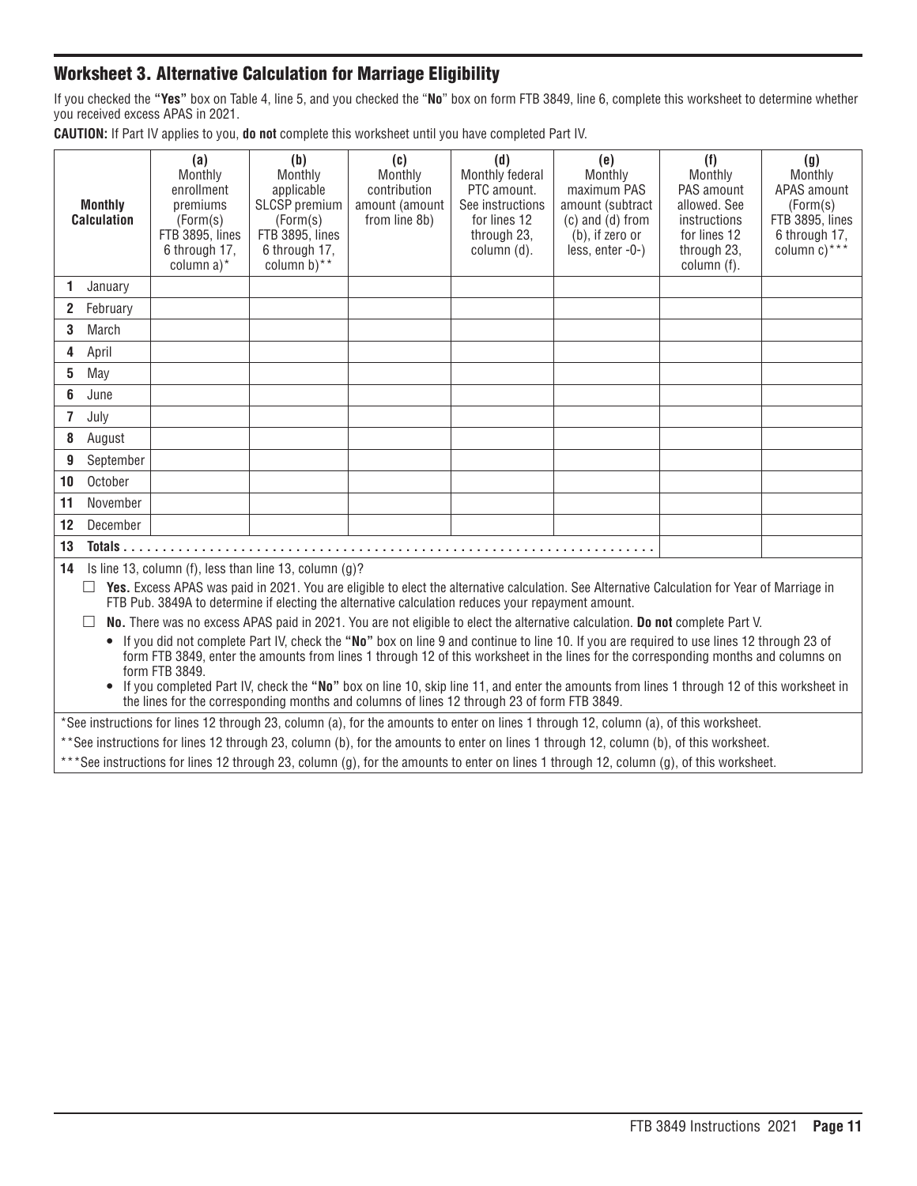## Worksheet 3. Alternative Calculation for Marriage Eligibility

If you checked the **"Yes"** box on Table 4, line 5, and you checked the "**No**" box on form FTB 3849, line 6, complete this worksheet to determine whether you received excess APAS in 2021.

**CAUTION:** If Part IV applies to you, **do not** complete this worksheet until you have completed Part IV.

| | Monthly Calculation | (a) Monthly enrollment premiums (Form(s) FTB 3895, lines 6 through 17, column a)* | (b) Monthly applicable SLCSP premium (Form(s) FTB 3895, lines 6 through 17, column b)** | (c) Monthly contribution amount (amount from line 8b) | (d) Monthly federal PTC amount. See instructions for lines 12 through 23, column (d). | (e) Monthly maximum PAS amount (subtract (c) and (d) from (b), if zero or less, enter -0-) | (f) Monthly PAS amount allowed. See instructions for lines 12 through 23, column (f). | (g) Monthly APAS amount (Form(s) FTB 3895, lines 6 through 17, column c)*** |
|---|---|---|---|---|---|---|---|---|
| 1 | January | | | | | | | |
| 2 | February | | | | | | | |
| 3 | March | | | | | | | |
| 4 | April | | | | | | | |
| 5 | May | | | | | | | |
| 6 | June | | | | | | | |
| 7 | July | | | | | | | |
| 8 | August | | | | | | | |
| 9 | September | | | | | | | |
| 10 | October | | | | | | | |
| 11 | November | | | | | | | |
| 12 | December | | | | | | | |
| 13 | **Totals** | | | | | | | |

**14** Is line 13, column (f), less than line 13, column (g)?

☐ **Yes.** Excess APAS was paid in 2021. You are eligible to elect the alternative calculation. See Alternative Calculation for Year of Marriage in FTB Pub. 3849A to determine if electing the alternative calculation reduces your repayment amount.

☐ **No.** There was no excess APAS paid in 2021. You are not eligible to elect the alternative calculation. **Do not** complete Part V.

- If you did not complete Part IV, check the **"No"** box on line 9 and continue to line 10. If you are required to use lines 12 through 23 of form FTB 3849, enter the amounts from lines 1 through 12 of this worksheet in the lines for the corresponding months and columns on form FTB 3849.
- If you completed Part IV, check the **"No"** box on line 10, skip line 11, and enter the amounts from lines 1 through 12 of this worksheet in the lines for the corresponding months and columns of lines 12 through 23 of form FTB 3849.

*See instructions for lines 12 through 23, column (a), for the amounts to enter on lines 1 through 12, column (a), of this worksheet.

**See instructions for lines 12 through 23, column (b), for the amounts to enter on lines 1 through 12, column (b), of this worksheet.

***See instructions for lines 12 through 23, column (g), for the amounts to enter on lines 1 through 12, column (g), of this worksheet.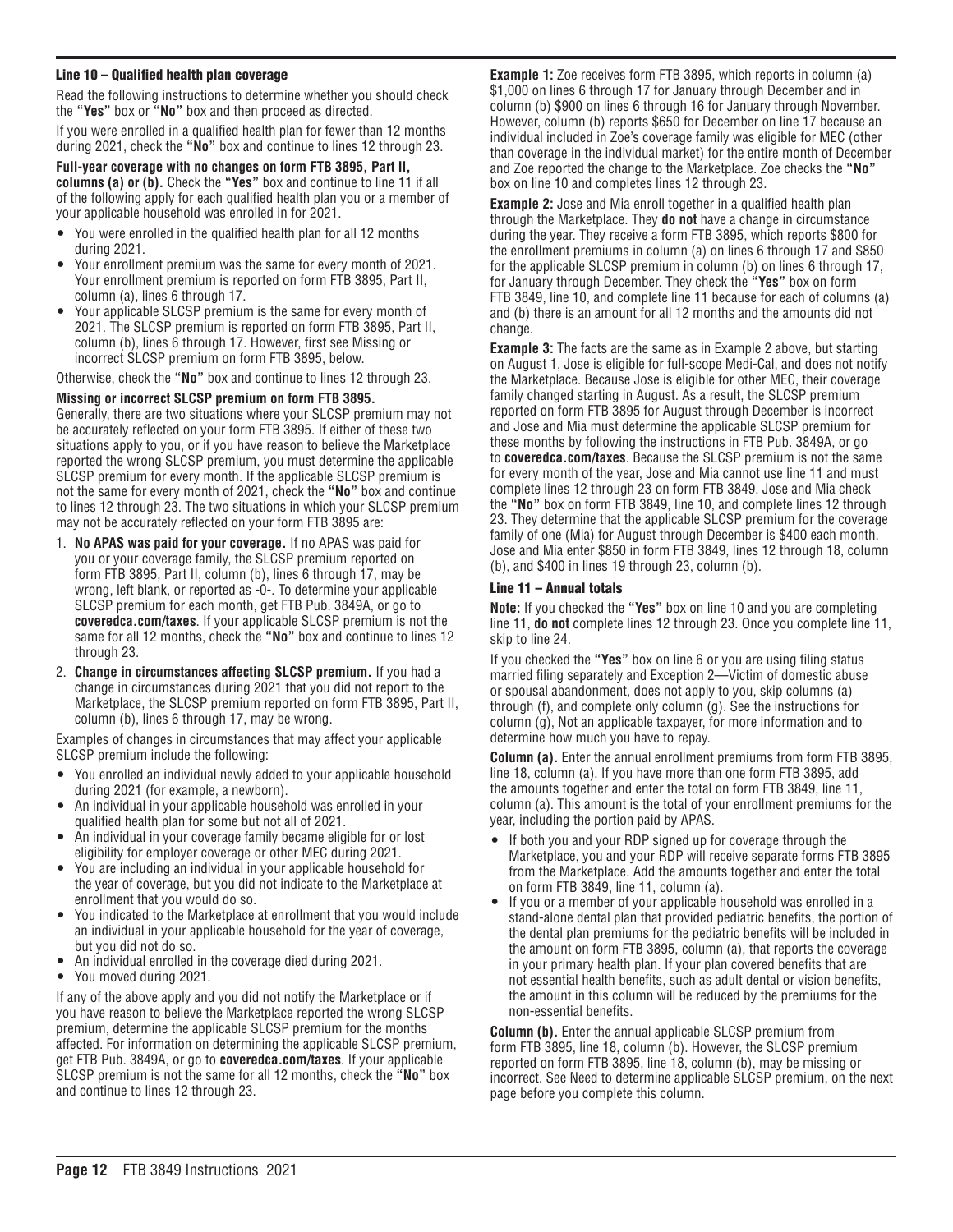### Line 10 – Qualified health plan coverage

Read the following instructions to determine whether you should check the **"Yes"** box or **"No"** box and then proceed as directed.

If you were enrolled in a qualified health plan for fewer than 12 months during 2021, check the **"No"** box and continue to lines 12 through 23.

**Full-year coverage with no changes on form FTB 3895, Part II, columns (a) or (b).** Check the **"Yes"** box and continue to line 11 if all of the following apply for each qualified health plan you or a member of your applicable household was enrolled in for 2021.

- You were enrolled in the qualified health plan for all 12 months during 2021.
- Your enrollment premium was the same for every month of 2021. Your enrollment premium is reported on form FTB 3895, Part II, column (a), lines 6 through 17.
- Your applicable SLCSP premium is the same for every month of 2021. The SLCSP premium is reported on form FTB 3895, Part II, column (b), lines 6 through 17. However, first see Missing or incorrect SLCSP premium on form FTB 3895, below.

Otherwise, check the **"No"** box and continue to lines 12 through 23.

**Missing or incorrect SLCSP premium on form FTB 3895.**
Generally, there are two situations where your SLCSP premium may not be accurately reflected on your form FTB 3895. If either of these two situations apply to you, or if you have reason to believe the Marketplace reported the wrong SLCSP premium, you must determine the applicable SLCSP premium for every month. If the applicable SLCSP premium is not the same for every month of 2021, check the **"No"** box and continue to lines 12 through 23. The two situations in which your SLCSP premium may not be accurately reflected on your form FTB 3895 are:

1. **No APAS was paid for your coverage.** If no APAS was paid for you or your coverage family, the SLCSP premium reported on form FTB 3895, Part II, column (b), lines 6 through 17, may be wrong, left blank, or reported as -0-. To determine your applicable SLCSP premium for each month, get FTB Pub. 3849A, or go to **coveredca.com/taxes**. If your applicable SLCSP premium is not the same for all 12 months, check the **"No"** box and continue to lines 12 through 23.
2. **Change in circumstances affecting SLCSP premium.** If you had a change in circumstances during 2021 that you did not report to the Marketplace, the SLCSP premium reported on form FTB 3895, Part II, column (b), lines 6 through 17, may be wrong.

Examples of changes in circumstances that may affect your applicable SLCSP premium include the following:

- You enrolled an individual newly added to your applicable household during 2021 (for example, a newborn).
- An individual in your applicable household was enrolled in your qualified health plan for some but not all of 2021.
- An individual in your coverage family became eligible for or lost eligibility for employer coverage or other MEC during 2021.
- You are including an individual in your applicable household for the year of coverage, but you did not indicate to the Marketplace at enrollment that you would do so.
- You indicated to the Marketplace at enrollment that you would include an individual in your applicable household for the year of coverage, but you did not do so.
- An individual enrolled in the coverage died during 2021.
- You moved during 2021.

If any of the above apply and you did not notify the Marketplace or if you have reason to believe the Marketplace reported the wrong SLCSP premium, determine the applicable SLCSP premium for the months affected. For information on determining the applicable SLCSP premium, get FTB Pub. 3849A, or go to **coveredca.com/taxes**. If your applicable SLCSP premium is not the same for all 12 months, check the **"No"** box and continue to lines 12 through 23.

**Example 1:** Zoe receives form FTB 3895, which reports in column (a) $1,000 on lines 6 through 17 for January through December and in column (b) $900 on lines 6 through 16 for January through November. However, column (b) reports $650 for December on line 17 because an individual included in Zoe's coverage family was eligible for MEC (other than coverage in the individual market) for the entire month of December and Zoe reported the change to the Marketplace. Zoe checks the **"No"** box on line 10 and completes lines 12 through 23.

**Example 2:** Jose and Mia enroll together in a qualified health plan through the Marketplace. They **do not** have a change in circumstance during the year. They receive a form FTB 3895, which reports $800 for the enrollment premiums in column (a) on lines 6 through 17 and $850 for the applicable SLCSP premium in column (b) on lines 6 through 17, for January through December. They check the **"Yes"** box on form FTB 3849, line 10, and complete line 11 because for each of columns (a) and (b) there is an amount for all 12 months and the amounts did not change.

**Example 3:** The facts are the same as in Example 2 above, but starting on August 1, Jose is eligible for full-scope Medi-Cal, and does not notify the Marketplace. Because Jose is eligible for other MEC, their coverage family changed starting in August. As a result, the SLCSP premium reported on form FTB 3895 for August through December is incorrect and Jose and Mia must determine the applicable SLCSP premium for these months by following the instructions in FTB Pub. 3849A, or go to **coveredca.com/taxes**. Because the SLCSP premium is not the same for every month of the year, Jose and Mia cannot use line 11 and must complete lines 12 through 23 on form FTB 3849. Jose and Mia check the **"No"** box on form FTB 3849, line 10, and complete lines 12 through 23. They determine that the applicable SLCSP premium for the coverage family of one (Mia) for August through December is $400 each month. Jose and Mia enter $850 in form FTB 3849, lines 12 through 18, column (b), and $400 in lines 19 through 23, column (b).

### Line 11 – Annual totals

**Note:** If you checked the **"Yes"** box on line 10 and you are completing line 11, **do not** complete lines 12 through 23. Once you complete line 11, skip to line 24.

If you checked the **"Yes"** box on line 6 or you are using filing status married filing separately and Exception 2—Victim of domestic abuse or spousal abandonment, does not apply to you, skip columns (a) through (f), and complete only column (g). See the instructions for column (g), Not an applicable taxpayer, for more information and to determine how much you have to repay.

**Column (a).** Enter the annual enrollment premiums from form FTB 3895, line 18, column (a). If you have more than one form FTB 3895, add the amounts together and enter the total on form FTB 3849, line 11, column (a). This amount is the total of your enrollment premiums for the year, including the portion paid by APAS.

- If both you and your RDP signed up for coverage through the Marketplace, you and your RDP will receive separate forms FTB 3895 from the Marketplace. Add the amounts together and enter the total on form FTB 3849, line 11, column (a).
- If you or a member of your applicable household was enrolled in a stand-alone dental plan that provided pediatric benefits, the portion of the dental plan premiums for the pediatric benefits will be included in the amount on form FTB 3895, column (a), that reports the coverage in your primary health plan. If your plan covered benefits that are not essential health benefits, such as adult dental or vision benefits, the amount in this column will be reduced by the premiums for the non-essential benefits.

**Column (b).** Enter the annual applicable SLCSP premium from form FTB 3895, line 18, column (b). However, the SLCSP premium reported on form FTB 3895, line 18, column (b), may be missing or incorrect. See Need to determine applicable SLCSP premium, on the next page before you complete this column.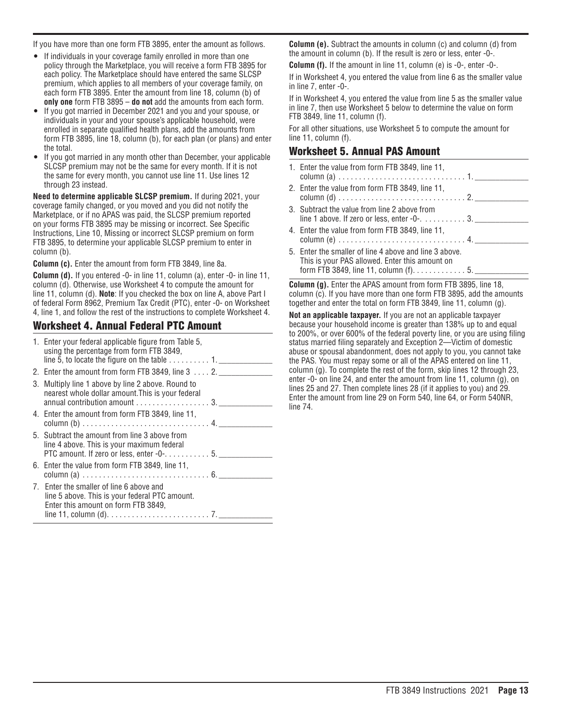If you have more than one form FTB 3895, enter the amount as follows.

- If individuals in your coverage family enrolled in more than one policy through the Marketplace, you will receive a form FTB 3895 for each policy. The Marketplace should have entered the same SLCSP premium, which applies to all members of your coverage family, on each form FTB 3895. Enter the amount from line 18, column (b) of **only one** form FTB 3895 – **do not** add the amounts from each form.
- If you got married in December 2021 and you and your spouse, or individuals in your and your spouse's applicable household, were enrolled in separate qualified health plans, add the amounts from form FTB 3895, line 18, column (b), for each plan (or plans) and enter the total.
- If you got married in any month other than December, your applicable SLCSP premium may not be the same for every month. If it is not the same for every month, you cannot use line 11. Use lines 12 through 23 instead.

**Need to determine applicable SLCSP premium.** If during 2021, your coverage family changed, or you moved and you did not notify the Marketplace, or if no APAS was paid, the SLCSP premium reported on your forms FTB 3895 may be missing or incorrect. See Specific Instructions, Line 10, Missing or incorrect SLCSP premium on form FTB 3895, to determine your applicable SLCSP premium to enter in column (b).

**Column (c).** Enter the amount from form FTB 3849, line 8a.

**Column (d).** If you entered -0- in line 11, column (a), enter -0- in line 11, column (d). Otherwise, use Worksheet 4 to compute the amount for line 11, column (d). **Note**: If you checked the box on line A, above Part I of federal Form 8962, Premium Tax Credit (PTC), enter -0- on Worksheet 4, line 1, and follow the rest of the instructions to complete Worksheet 4.

## Worksheet 4. Annual Federal PTC Amount

1. Enter your federal applicable figure from Table 5, using the percentage from form FTB 3849, line 5, to locate the figure on the table . . . . . . . . . . 1. ____________
2. Enter the amount from form FTB 3849, line 3 . . . . 2. ____________
3. Multiply line 1 above by line 2 above. Round to nearest whole dollar amount.This is your federal annual contribution amount . . . . . . . . . . . . . . . . . . 3. ____________
4. Enter the amount from form FTB 3849, line 11, column (b) . . . . . . . . . . . . . . . . . . . . . . . . . . . . . . 4. ____________
5. Subtract the amount from line 3 above from line 4 above. This is your maximum federal PTC amount. If zero or less, enter -0-. . . . . . . . . . . 5. ____________
6. Enter the value from form FTB 3849, line 11, column (a) . . . . . . . . . . . . . . . . . . . . . . . . . . . . . . 6. ____________
7. Enter the smaller of line 6 above and line 5 above. This is your federal PTC amount. Enter this amount on form FTB 3849, line 11, column (d). . . . . . . . . . . . . . . . . . . . . . . . . 7. ____________

**Column (e).** Subtract the amounts in column (c) and column (d) from the amount in column (b). If the result is zero or less, enter -0-.

**Column (f).** If the amount in line 11, column (e) is -0-, enter -0-.

If in Worksheet 4, you entered the value from line 6 as the smaller value in line 7, enter -0-.

If in Worksheet 4, you entered the value from line 5 as the smaller value in line 7, then use Worksheet 5 below to determine the value on form FTB 3849, line 11, column (f).

For all other situations, use Worksheet 5 to compute the amount for line 11, column (f).

## Worksheet 5. Annual PAS Amount

1. Enter the value from form FTB 3849, line 11, column (a) . . . . . . . . . . . . . . . . . . . . . . . . . . . . . . 1. ____________
2. Enter the value from form FTB 3849, line 11, column (d) . . . . . . . . . . . . . . . . . . . . . . . . . . . . . . 2. ____________
3. Subtract the value from line 2 above from line 1 above. If zero or less, enter -0-. . . . . . . . . . . 3. ____________
4. Enter the value from form FTB 3849, line 11, column (e) . . . . . . . . . . . . . . . . . . . . . . . . . . . . . . 4. ____________
5. Enter the smaller of line 4 above and line 3 above. This is your PAS allowed. Enter this amount on form FTB 3849, line 11, column (f). . . . . . . . . . . . . 5. ____________

**Column (g).** Enter the APAS amount from form FTB 3895, line 18, column (c). If you have more than one form FTB 3895, add the amounts together and enter the total on form FTB 3849, line 11, column (g).

**Not an applicable taxpayer.** If you are not an applicable taxpayer because your household income is greater than 138% up to and equal to 200%, or over 600% of the federal poverty line, or you are using filing status married filing separately and Exception 2—Victim of domestic abuse or spousal abandonment, does not apply to you, you cannot take the PAS. You must repay some or all of the APAS entered on line 11, column (g). To complete the rest of the form, skip lines 12 through 23, enter -0- on line 24, and enter the amount from line 11, column (g), on lines 25 and 27. Then complete lines 28 (if it applies to you) and 29. Enter the amount from line 29 on Form 540, line 64, or Form 540NR, line 74.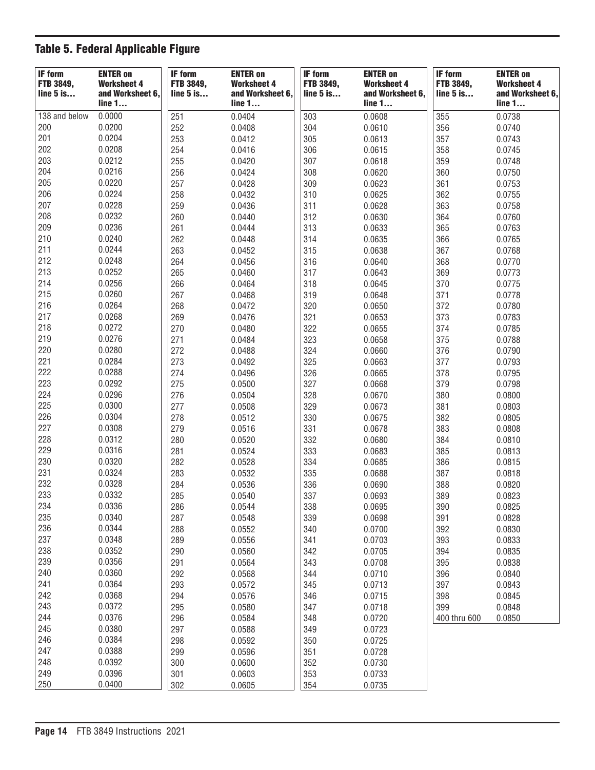## Table 5. Federal Applicable Figure

| IF form FTB 3849, line 5 is… | ENTER on Worksheet 4 and Worksheet 6, line 1… | IF form FTB 3849, line 5 is… | ENTER on Worksheet 4 and Worksheet 6, line 1… | IF form FTB 3849, line 5 is… | ENTER on Worksheet 4 and Worksheet 6, line 1… | IF form FTB 3849, line 5 is… | ENTER on Worksheet 4 and Worksheet 6, line 1… |
|---|---|---|---|---|---|---|---|
| 138 and below | 0.0000 | 251 | 0.0404 | 303 | 0.0608 | 355 | 0.0738 |
| 200 | 0.0200 | 252 | 0.0408 | 304 | 0.0610 | 356 | 0.0740 |
| 201 | 0.0204 | 253 | 0.0412 | 305 | 0.0613 | 357 | 0.0743 |
| 202 | 0.0208 | 254 | 0.0416 | 306 | 0.0615 | 358 | 0.0745 |
| 203 | 0.0212 | 255 | 0.0420 | 307 | 0.0618 | 359 | 0.0748 |
| 204 | 0.0216 | 256 | 0.0424 | 308 | 0.0620 | 360 | 0.0750 |
| 205 | 0.0220 | 257 | 0.0428 | 309 | 0.0623 | 361 | 0.0753 |
| 206 | 0.0224 | 258 | 0.0432 | 310 | 0.0625 | 362 | 0.0755 |
| 207 | 0.0228 | 259 | 0.0436 | 311 | 0.0628 | 363 | 0.0758 |
| 208 | 0.0232 | 260 | 0.0440 | 312 | 0.0630 | 364 | 0.0760 |
| 209 | 0.0236 | 261 | 0.0444 | 313 | 0.0633 | 365 | 0.0763 |
| 210 | 0.0240 | 262 | 0.0448 | 314 | 0.0635 | 366 | 0.0765 |
| 211 | 0.0244 | 263 | 0.0452 | 315 | 0.0638 | 367 | 0.0768 |
| 212 | 0.0248 | 264 | 0.0456 | 316 | 0.0640 | 368 | 0.0770 |
| 213 | 0.0252 | 265 | 0.0460 | 317 | 0.0643 | 369 | 0.0773 |
| 214 | 0.0256 | 266 | 0.0464 | 318 | 0.0645 | 370 | 0.0775 |
| 215 | 0.0260 | 267 | 0.0468 | 319 | 0.0648 | 371 | 0.0778 |
| 216 | 0.0264 | 268 | 0.0472 | 320 | 0.0650 | 372 | 0.0780 |
| 217 | 0.0268 | 269 | 0.0476 | 321 | 0.0653 | 373 | 0.0783 |
| 218 | 0.0272 | 270 | 0.0480 | 322 | 0.0655 | 374 | 0.0785 |
| 219 | 0.0276 | 271 | 0.0484 | 323 | 0.0658 | 375 | 0.0788 |
| 220 | 0.0280 | 272 | 0.0488 | 324 | 0.0660 | 376 | 0.0790 |
| 221 | 0.0284 | 273 | 0.0492 | 325 | 0.0663 | 377 | 0.0793 |
| 222 | 0.0288 | 274 | 0.0496 | 326 | 0.0665 | 378 | 0.0795 |
| 223 | 0.0292 | 275 | 0.0500 | 327 | 0.0668 | 379 | 0.0798 |
| 224 | 0.0296 | 276 | 0.0504 | 328 | 0.0670 | 380 | 0.0800 |
| 225 | 0.0300 | 277 | 0.0508 | 329 | 0.0673 | 381 | 0.0803 |
| 226 | 0.0304 | 278 | 0.0512 | 330 | 0.0675 | 382 | 0.0805 |
| 227 | 0.0308 | 279 | 0.0516 | 331 | 0.0678 | 383 | 0.0808 |
| 228 | 0.0312 | 280 | 0.0520 | 332 | 0.0680 | 384 | 0.0810 |
| 229 | 0.0316 | 281 | 0.0524 | 333 | 0.0683 | 385 | 0.0813 |
| 230 | 0.0320 | 282 | 0.0528 | 334 | 0.0685 | 386 | 0.0815 |
| 231 | 0.0324 | 283 | 0.0532 | 335 | 0.0688 | 387 | 0.0818 |
| 232 | 0.0328 | 284 | 0.0536 | 336 | 0.0690 | 388 | 0.0820 |
| 233 | 0.0332 | 285 | 0.0540 | 337 | 0.0693 | 389 | 0.0823 |
| 234 | 0.0336 | 286 | 0.0544 | 338 | 0.0695 | 390 | 0.0825 |
| 235 | 0.0340 | 287 | 0.0548 | 339 | 0.0698 | 391 | 0.0828 |
| 236 | 0.0344 | 288 | 0.0552 | 340 | 0.0700 | 392 | 0.0830 |
| 237 | 0.0348 | 289 | 0.0556 | 341 | 0.0703 | 393 | 0.0833 |
| 238 | 0.0352 | 290 | 0.0560 | 342 | 0.0705 | 394 | 0.0835 |
| 239 | 0.0356 | 291 | 0.0564 | 343 | 0.0708 | 395 | 0.0838 |
| 240 | 0.0360 | 292 | 0.0568 | 344 | 0.0710 | 396 | 0.0840 |
| 241 | 0.0364 | 293 | 0.0572 | 345 | 0.0713 | 397 | 0.0843 |
| 242 | 0.0368 | 294 | 0.0576 | 346 | 0.0715 | 398 | 0.0845 |
| 243 | 0.0372 | 295 | 0.0580 | 347 | 0.0718 | 399 | 0.0848 |
| 244 | 0.0376 | 296 | 0.0584 | 348 | 0.0720 | 400 thru 600 | 0.0850 |
| 245 | 0.0380 | 297 | 0.0588 | 349 | 0.0723 | | |
| 246 | 0.0384 | 298 | 0.0592 | 350 | 0.0725 | | |
| 247 | 0.0388 | 299 | 0.0596 | 351 | 0.0728 | | |
| 248 | 0.0392 | 300 | 0.0600 | 352 | 0.0730 | | |
| 249 | 0.0396 | 301 | 0.0603 | 353 | 0.0733 | | |
| 250 | 0.0400 | 302 | 0.0605 | 354 | 0.0735 | | |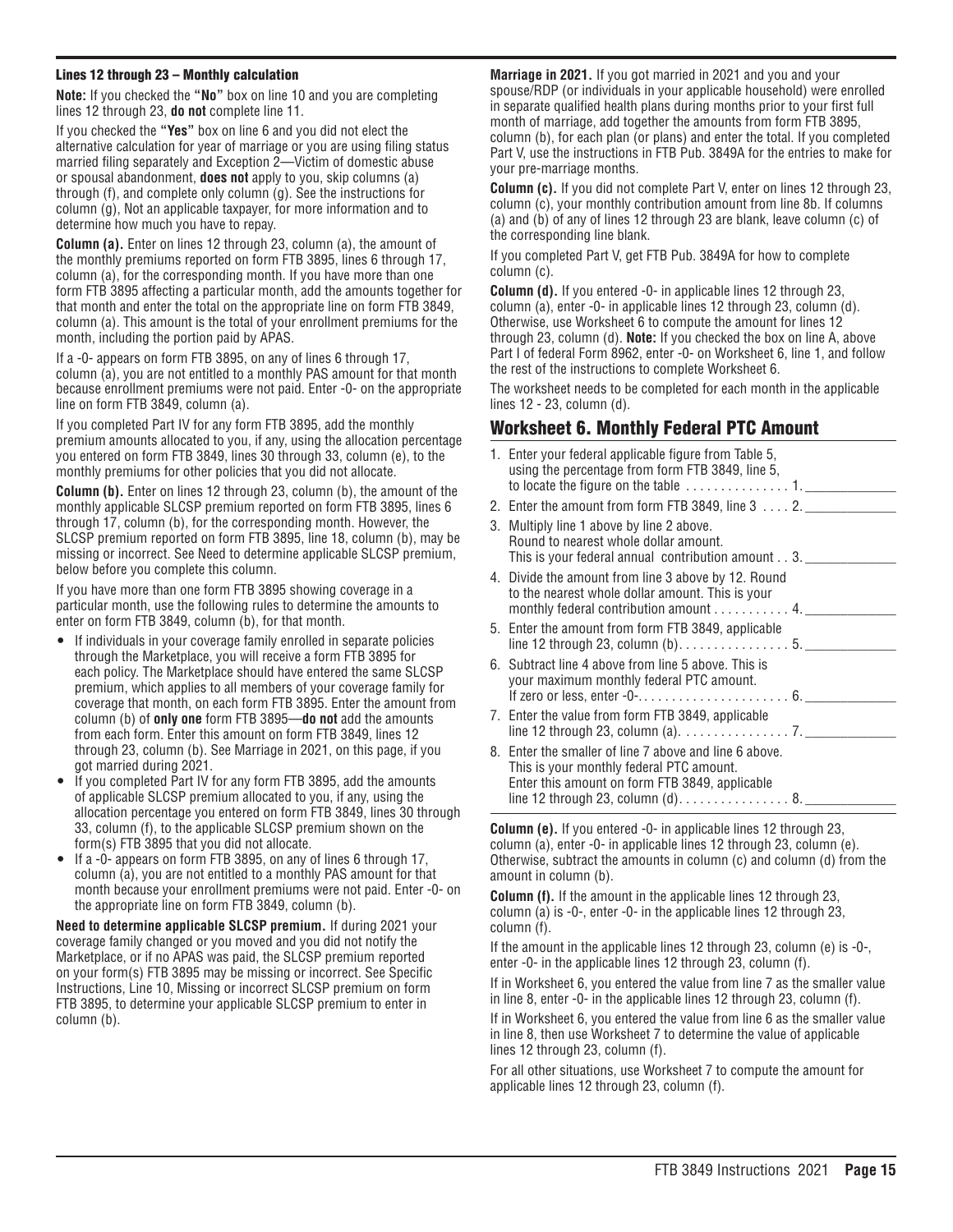### Lines 12 through 23 – Monthly calculation

**Note:** If you checked the **"No"** box on line 10 and you are completing lines 12 through 23, **do not** complete line 11.

If you checked the **"Yes"** box on line 6 and you did not elect the alternative calculation for year of marriage or you are using filing status married filing separately and Exception 2—Victim of domestic abuse or spousal abandonment, **does not** apply to you, skip columns (a) through (f), and complete only column (g). See the instructions for column (g), Not an applicable taxpayer, for more information and to determine how much you have to repay.

**Column (a).** Enter on lines 12 through 23, column (a), the amount of the monthly premiums reported on form FTB 3895, lines 6 through 17, column (a), for the corresponding month. If you have more than one form FTB 3895 affecting a particular month, add the amounts together for that month and enter the total on the appropriate line on form FTB 3849, column (a). This amount is the total of your enrollment premiums for the month, including the portion paid by APAS.

If a -0- appears on form FTB 3895, on any of lines 6 through 17, column (a), you are not entitled to a monthly PAS amount for that month because enrollment premiums were not paid. Enter -0- on the appropriate line on form FTB 3849, column (a).

If you completed Part IV for any form FTB 3895, add the monthly premium amounts allocated to you, if any, using the allocation percentage you entered on form FTB 3849, lines 30 through 33, column (e), to the monthly premiums for other policies that you did not allocate.

**Column (b).** Enter on lines 12 through 23, column (b), the amount of the monthly applicable SLCSP premium reported on form FTB 3895, lines 6 through 17, column (b), for the corresponding month. However, the SLCSP premium reported on form FTB 3895, line 18, column (b), may be missing or incorrect. See Need to determine applicable SLCSP premium, below before you complete this column.

If you have more than one form FTB 3895 showing coverage in a particular month, use the following rules to determine the amounts to enter on form FTB 3849, column (b), for that month.

- If individuals in your coverage family enrolled in separate policies through the Marketplace, you will receive a form FTB 3895 for each policy. The Marketplace should have entered the same SLCSP premium, which applies to all members of your coverage family for coverage that month, on each form FTB 3895. Enter the amount from column (b) of **only one** form FTB 3895—**do not** add the amounts from each form. Enter this amount on form FTB 3849, lines 12 through 23, column (b). See Marriage in 2021, on this page, if you got married during 2021.
- If you completed Part IV for any form FTB 3895, add the amounts of applicable SLCSP premium allocated to you, if any, using the allocation percentage you entered on form FTB 3849, lines 30 through 33, column (f), to the applicable SLCSP premium shown on the form(s) FTB 3895 that you did not allocate.
- If a -0- appears on form FTB 3895, on any of lines 6 through 17, column (a), you are not entitled to a monthly PAS amount for that month because your enrollment premiums were not paid. Enter -0- on the appropriate line on form FTB 3849, column (b).

**Need to determine applicable SLCSP premium.** If during 2021 your coverage family changed or you moved and you did not notify the Marketplace, or if no APAS was paid, the SLCSP premium reported on your form(s) FTB 3895 may be missing or incorrect. See Specific Instructions, Line 10, Missing or incorrect SLCSP premium on form FTB 3895, to determine your applicable SLCSP premium to enter in column (b).

**Marriage in 2021.** If you got married in 2021 and you and your spouse/RDP (or individuals in your applicable household) were enrolled in separate qualified health plans during months prior to your first full month of marriage, add together the amounts from form FTB 3895, column (b), for each plan (or plans) and enter the total. If you completed Part V, use the instructions in FTB Pub. 3849A for the entries to make for your pre-marriage months.

**Column (c).** If you did not complete Part V, enter on lines 12 through 23, column (c), your monthly contribution amount from line 8b. If columns (a) and (b) of any of lines 12 through 23 are blank, leave column (c) of the corresponding line blank.

If you completed Part V, get FTB Pub. 3849A for how to complete column (c).

**Column (d).** If you entered -0- in applicable lines 12 through 23, column (a), enter -0- in applicable lines 12 through 23, column (d). Otherwise, use Worksheet 6 to compute the amount for lines 12 through 23, column (d). **Note:** If you checked the box on line A, above Part I of federal Form 8962, enter -0- on Worksheet 6, line 1, and follow the rest of the instructions to complete Worksheet 6.

The worksheet needs to be completed for each month in the applicable lines 12 - 23, column (d).

## Worksheet 6. Monthly Federal PTC Amount

1. Enter your federal applicable figure from Table 5, using the percentage from form FTB 3849, line 5, to locate the figure on the table . . . . . . . . . . . . . . . 1. _______
2. Enter the amount from form FTB 3849, line 3 . . . . 2. _______
3. Multiply line 1 above by line 2 above. Round to nearest whole dollar amount. This is your federal annual contribution amount . . 3. _______
4. Divide the amount from line 3 above by 12. Round to the nearest whole dollar amount. This is your monthly federal contribution amount . . . . . . . . . . . 4. _______
5. Enter the amount from form FTB 3849, applicable line 12 through 23, column (b). . . . . . . . . . . . . . . . 5. _______
6. Subtract line 4 above from line 5 above. This is your maximum monthly federal PTC amount. If zero or less, enter -0-. . . . . . . . . . . . . . . . . . . . . . 6. _______
7. Enter the value from form FTB 3849, applicable line 12 through 23, column (a). . . . . . . . . . . . . . . . 7. _______
8. Enter the smaller of line 7 above and line 6 above. This is your monthly federal PTC amount. Enter this amount on form FTB 3849, applicable line 12 through 23, column (d). . . . . . . . . . . . . . . . 8. _______

**Column (e).** If you entered -0- in applicable lines 12 through 23, column (a), enter -0- in applicable lines 12 through 23, column (e). Otherwise, subtract the amounts in column (c) and column (d) from the amount in column (b).

**Column (f).** If the amount in the applicable lines 12 through 23, column (a) is -0-, enter -0- in the applicable lines 12 through 23, column (f).

If the amount in the applicable lines 12 through 23, column (e) is -0-, enter -0- in the applicable lines 12 through 23, column (f).

If in Worksheet 6, you entered the value from line 7 as the smaller value in line 8, enter -0- in the applicable lines 12 through 23, column (f).

If in Worksheet 6, you entered the value from line 6 as the smaller value in line 8, then use Worksheet 7 to determine the value of applicable lines 12 through 23, column (f).

For all other situations, use Worksheet 7 to compute the amount for applicable lines 12 through 23, column (f).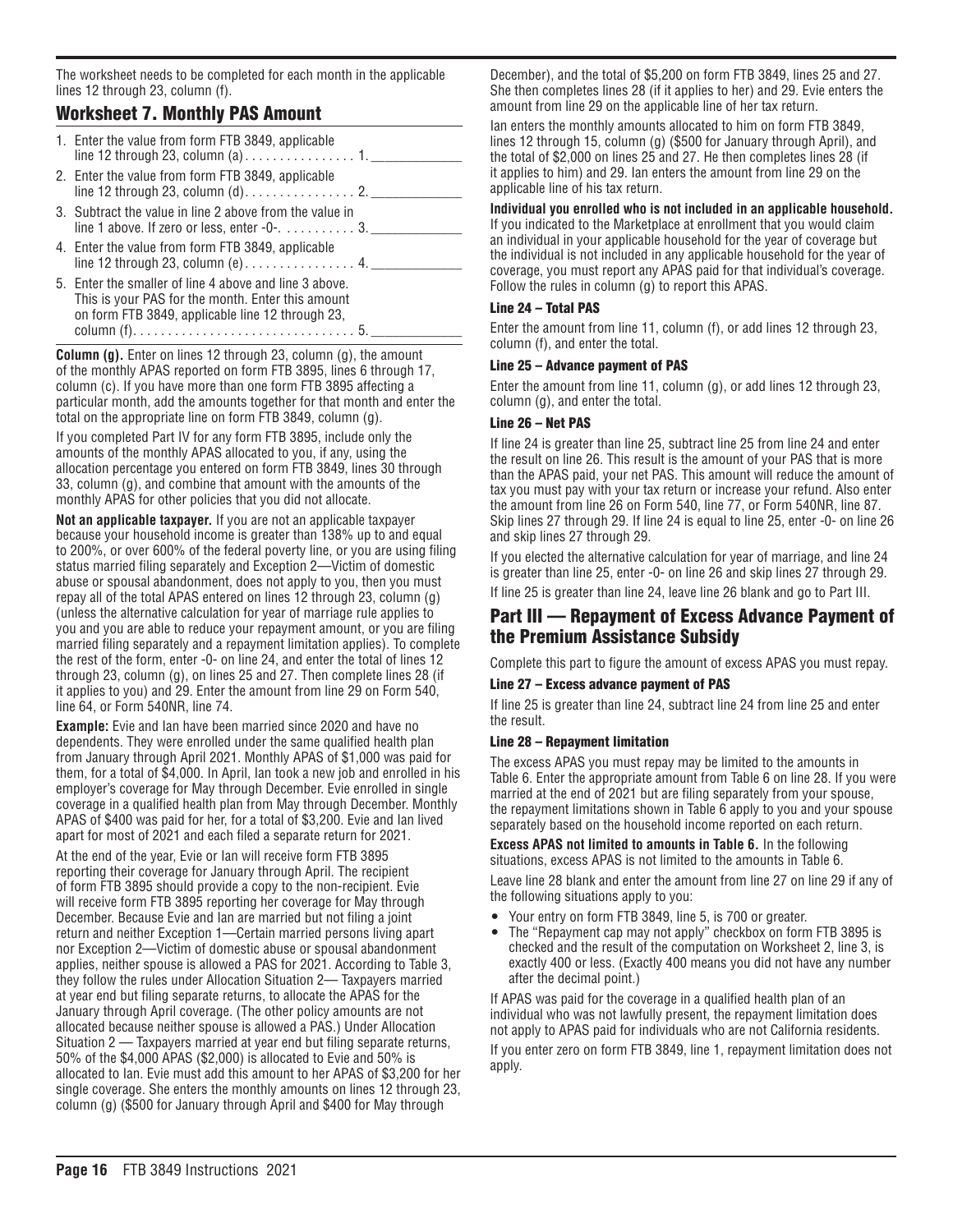The worksheet needs to be completed for each month in the applicable lines 12 through 23, column (f).

## Worksheet 7. Monthly PAS Amount

1. Enter the value from form FTB 3849, applicable line 12 through 23, column (a). . . . . . . . . . . . . . . . 1. ____________
2. Enter the value from form FTB 3849, applicable line 12 through 23, column (d). . . . . . . . . . . . . . . . 2. ____________
3. Subtract the value in line 2 above from the value in line 1 above. If zero or less, enter -0-. . . . . . . . . . . 3. ____________
4. Enter the value from form FTB 3849, applicable line 12 through 23, column (e) . . . . . . . . . . . . . . . . 4. ____________
5. Enter the smaller of line 4 above and line 3 above. This is your PAS for the month. Enter this amount on form FTB 3849, applicable line 12 through 23, column (f). . . . . . . . . . . . . . . . . . . . . . . . . . . . . . . . 5. ____________

**Column (g).** Enter on lines 12 through 23, column (g), the amount of the monthly APAS reported on form FTB 3895, lines 6 through 17, column (c). If you have more than one form FTB 3895 affecting a particular month, add the amounts together for that month and enter the total on the appropriate line on form FTB 3849, column (g).

If you completed Part IV for any form FTB 3895, include only the amounts of the monthly APAS allocated to you, if any, using the allocation percentage you entered on form FTB 3849, lines 30 through 33, column (g), and combine that amount with the amounts of the monthly APAS for other policies that you did not allocate.

**Not an applicable taxpayer.** If you are not an applicable taxpayer because your household income is greater than 138% up to and equal to 200%, or over 600% of the federal poverty line, or you are using filing status married filing separately and Exception 2—Victim of domestic abuse or spousal abandonment, does not apply to you, then you must repay all of the total APAS entered on lines 12 through 23, column (g) (unless the alternative calculation for year of marriage rule applies to you and you are able to reduce your repayment amount, or you are filing married filing separately and a repayment limitation applies). To complete the rest of the form, enter -0- on line 24, and enter the total of lines 12 through 23, column (g), on lines 25 and 27. Then complete lines 28 (if it applies to you) and 29. Enter the amount from line 29 on Form 540, line 64, or Form 540NR, line 74.

**Example:** Evie and Ian have been married since 2020 and have no dependents. They were enrolled under the same qualified health plan from January through April 2021. Monthly APAS of $1,000 was paid for them, for a total of $4,000. In April, Ian took a new job and enrolled in his employer's coverage for May through December. Evie enrolled in single coverage in a qualified health plan from May through December. Monthly APAS of $400 was paid for her, for a total of $3,200. Evie and Ian lived apart for most of 2021 and each filed a separate return for 2021.

At the end of the year, Evie or Ian will receive form FTB 3895 reporting their coverage for January through April. The recipient of form FTB 3895 should provide a copy to the non-recipient. Evie will receive form FTB 3895 reporting her coverage for May through December. Because Evie and Ian are married but not filing a joint return and neither Exception 1—Certain married persons living apart nor Exception 2—Victim of domestic abuse or spousal abandonment applies, neither spouse is allowed a PAS for 2021. According to Table 3, they follow the rules under Allocation Situation 2— Taxpayers married at year end but filing separate returns, to allocate the APAS for the January through April coverage. (The other policy amounts are not allocated because neither spouse is allowed a PAS.) Under Allocation Situation 2 — Taxpayers married at year end but filing separate returns, 50% of the $4,000 APAS ($2,000) is allocated to Evie and 50% is allocated to Ian. Evie must add this amount to her APAS of $3,200 for her single coverage. She enters the monthly amounts on lines 12 through 23, column (g) ($500 for January through April and $400 for May through December), and the total of $5,200 on form FTB 3849, lines 25 and 27. She then completes lines 28 (if it applies to her) and 29. Evie enters the amount from line 29 on the applicable line of her tax return.

Ian enters the monthly amounts allocated to him on form FTB 3849, lines 12 through 15, column (g) ($500 for January through April), and the total of $2,000 on lines 25 and 27. He then completes lines 28 (if it applies to him) and 29. Ian enters the amount from line 29 on the applicable line of his tax return.

**Individual you enrolled who is not included in an applicable household.** If you indicated to the Marketplace at enrollment that you would claim an individual in your applicable household for the year of coverage but the individual is not included in any applicable household for the year of coverage, you must report any APAS paid for that individual's coverage. Follow the rules in column (g) to report this APAS.

### Line 24 – Total PAS

Enter the amount from line 11, column (f), or add lines 12 through 23, column (f), and enter the total.

### Line 25 – Advance payment of PAS

Enter the amount from line 11, column (g), or add lines 12 through 23, column (g), and enter the total.

### Line 26 – Net PAS

If line 24 is greater than line 25, subtract line 25 from line 24 and enter the result on line 26. This result is the amount of your PAS that is more than the APAS paid, your net PAS. This amount will reduce the amount of tax you must pay with your tax return or increase your refund. Also enter the amount from line 26 on Form 540, line 77, or Form 540NR, line 87. Skip lines 27 through 29. If line 24 is equal to line 25, enter -0- on line 26 and skip lines 27 through 29.

If you elected the alternative calculation for year of marriage, and line 24 is greater than line 25, enter -0- on line 26 and skip lines 27 through 29.

If line 25 is greater than line 24, leave line 26 blank and go to Part III.

## Part III — Repayment of Excess Advance Payment of the Premium Assistance Subsidy

Complete this part to figure the amount of excess APAS you must repay.

### Line 27 – Excess advance payment of PAS

If line 25 is greater than line 24, subtract line 24 from line 25 and enter the result.

### Line 28 – Repayment limitation

The excess APAS you must repay may be limited to the amounts in Table 6. Enter the appropriate amount from Table 6 on line 28. If you were married at the end of 2021 but are filing separately from your spouse, the repayment limitations shown in Table 6 apply to you and your spouse separately based on the household income reported on each return.

**Excess APAS not limited to amounts in Table 6.** In the following situations, excess APAS is not limited to the amounts in Table 6.

Leave line 28 blank and enter the amount from line 27 on line 29 if any of the following situations apply to you:

- Your entry on form FTB 3849, line 5, is 700 or greater.
- The "Repayment cap may not apply" checkbox on form FTB 3895 is checked and the result of the computation on Worksheet 2, line 3, is exactly 400 or less. (Exactly 400 means you did not have any number after the decimal point.)

If APAS was paid for the coverage in a qualified health plan of an individual who was not lawfully present, the repayment limitation does not apply to APAS paid for individuals who are not California residents.

If you enter zero on form FTB 3849, line 1, repayment limitation does not apply.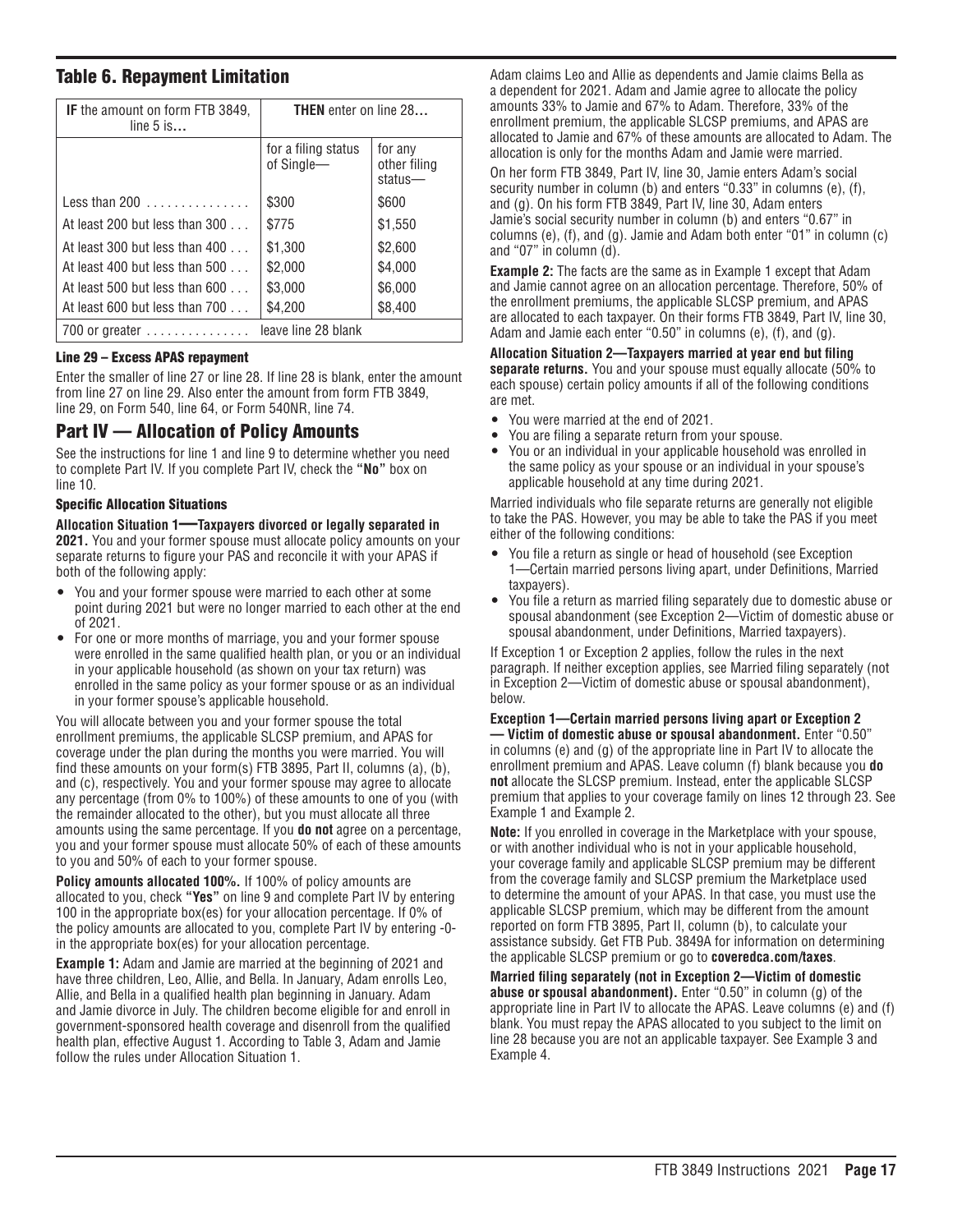## Table 6. Repayment Limitation

| IF the amount on form FTB 3849, line 5 is… | THEN enter on line 28… | |
|---|---|---|
| | for a filing status of Single— | for any other filing status— |
| Less than 200 . . . . . . . . . . . . . . . | $300 | $600 |
| At least 200 but less than 300 . . . | $775 | $1,550 |
| At least 300 but less than 400 . . . | $1,300 | $2,600 |
| At least 400 but less than 500 . . . | $2,000 | $4,000 |
| At least 500 but less than 600 . . . | $3,000 | $6,000 |
| At least 600 but less than 700 . . . | $4,200 | $8,400 |
| 700 or greater . . . . . . . . . . . . . . . | leave line 28 blank | |

#### Line 29 – Excess APAS repayment

Enter the smaller of line 27 or line 28. If line 28 is blank, enter the amount from line 27 on line 29. Also enter the amount from form FTB 3849, line 29, on Form 540, line 64, or Form 540NR, line 74.

## Part IV — Allocation of Policy Amounts

See the instructions for line 1 and line 9 to determine whether you need to complete Part IV. If you complete Part IV, check the **"No"** box on line 10.

#### Specific Allocation Situations

**Allocation Situation 1—Taxpayers divorced or legally separated in 2021.** You and your former spouse must allocate policy amounts on your separate returns to figure your PAS and reconcile it with your APAS if both of the following apply:

- You and your former spouse were married to each other at some point during 2021 but were no longer married to each other at the end of 2021.
- For one or more months of marriage, you and your former spouse were enrolled in the same qualified health plan, or you or an individual in your applicable household (as shown on your tax return) was enrolled in the same policy as your former spouse or as an individual in your former spouse's applicable household.

You will allocate between you and your former spouse the total enrollment premiums, the applicable SLCSP premium, and APAS for coverage under the plan during the months you were married. You will find these amounts on your form(s) FTB 3895, Part II, columns (a), (b), and (c), respectively. You and your former spouse may agree to allocate any percentage (from 0% to 100%) of these amounts to one of you (with the remainder allocated to the other), but you must allocate all three amounts using the same percentage. If you **do not** agree on a percentage, you and your former spouse must allocate 50% of each of these amounts to you and 50% of each to your former spouse.

**Policy amounts allocated 100%.** If 100% of policy amounts are allocated to you, check **"Yes"** on line 9 and complete Part IV by entering 100 in the appropriate box(es) for your allocation percentage. If 0% of the policy amounts are allocated to you, complete Part IV by entering -0- in the appropriate box(es) for your allocation percentage.

**Example 1:** Adam and Jamie are married at the beginning of 2021 and have three children, Leo, Allie, and Bella. In January, Adam enrolls Leo, Allie, and Bella in a qualified health plan beginning in January. Adam and Jamie divorce in July. The children become eligible for and enroll in government-sponsored health coverage and disenroll from the qualified health plan, effective August 1. According to Table 3, Adam and Jamie follow the rules under Allocation Situation 1.

Adam claims Leo and Allie as dependents and Jamie claims Bella as a dependent for 2021. Adam and Jamie agree to allocate the policy amounts 33% to Jamie and 67% to Adam. Therefore, 33% of the enrollment premium, the applicable SLCSP premiums, and APAS are allocated to Jamie and 67% of these amounts are allocated to Adam. The allocation is only for the months Adam and Jamie were married.

On her form FTB 3849, Part IV, line 30, Jamie enters Adam's social security number in column (b) and enters "0.33" in columns (e), (f), and (g). On his form FTB 3849, Part IV, line 30, Adam enters Jamie's social security number in column (b) and enters "0.67" in columns (e), (f), and (g). Jamie and Adam both enter "01" in column (c) and "07" in column (d).

**Example 2:** The facts are the same as in Example 1 except that Adam and Jamie cannot agree on an allocation percentage. Therefore, 50% of the enrollment premiums, the applicable SLCSP premium, and APAS are allocated to each taxpayer. On their forms FTB 3849, Part IV, line 30, Adam and Jamie each enter "0.50" in columns (e), (f), and (g).

**Allocation Situation 2—Taxpayers married at year end but filing separate returns.** You and your spouse must equally allocate (50% to each spouse) certain policy amounts if all of the following conditions are met.

- You were married at the end of 2021.
- You are filing a separate return from your spouse.
- You or an individual in your applicable household was enrolled in the same policy as your spouse or an individual in your spouse's applicable household at any time during 2021.

Married individuals who file separate returns are generally not eligible to take the PAS. However, you may be able to take the PAS if you meet either of the following conditions:

- You file a return as single or head of household (see Exception 1—Certain married persons living apart, under Definitions, Married taxpayers).
- You file a return as married filing separately due to domestic abuse or spousal abandonment (see Exception 2—Victim of domestic abuse or spousal abandonment, under Definitions, Married taxpayers).

If Exception 1 or Exception 2 applies, follow the rules in the next paragraph. If neither exception applies, see Married filing separately (not in Exception 2—Victim of domestic abuse or spousal abandonment), below.

**Exception 1—Certain married persons living apart or Exception 2 — Victim of domestic abuse or spousal abandonment.** Enter "0.50" in columns (e) and (g) of the appropriate line in Part IV to allocate the enrollment premium and APAS. Leave column (f) blank because you **do not** allocate the SLCSP premium. Instead, enter the applicable SLCSP premium that applies to your coverage family on lines 12 through 23. See Example 1 and Example 2.

**Note:** If you enrolled in coverage in the Marketplace with your spouse, or with another individual who is not in your applicable household, your coverage family and applicable SLCSP premium may be different from the coverage family and SLCSP premium the Marketplace used to determine the amount of your APAS. In that case, you must use the applicable SLCSP premium, which may be different from the amount reported on form FTB 3895, Part II, column (b), to calculate your assistance subsidy. Get FTB Pub. 3849A for information on determining the applicable SLCSP premium or go to **coveredca.com/taxes**.

**Married filing separately (not in Exception 2—Victim of domestic abuse or spousal abandonment).** Enter "0.50" in column (g) of the appropriate line in Part IV to allocate the APAS. Leave columns (e) and (f) blank. You must repay the APAS allocated to you subject to the limit on line 28 because you are not an applicable taxpayer. See Example 3 and Example 4.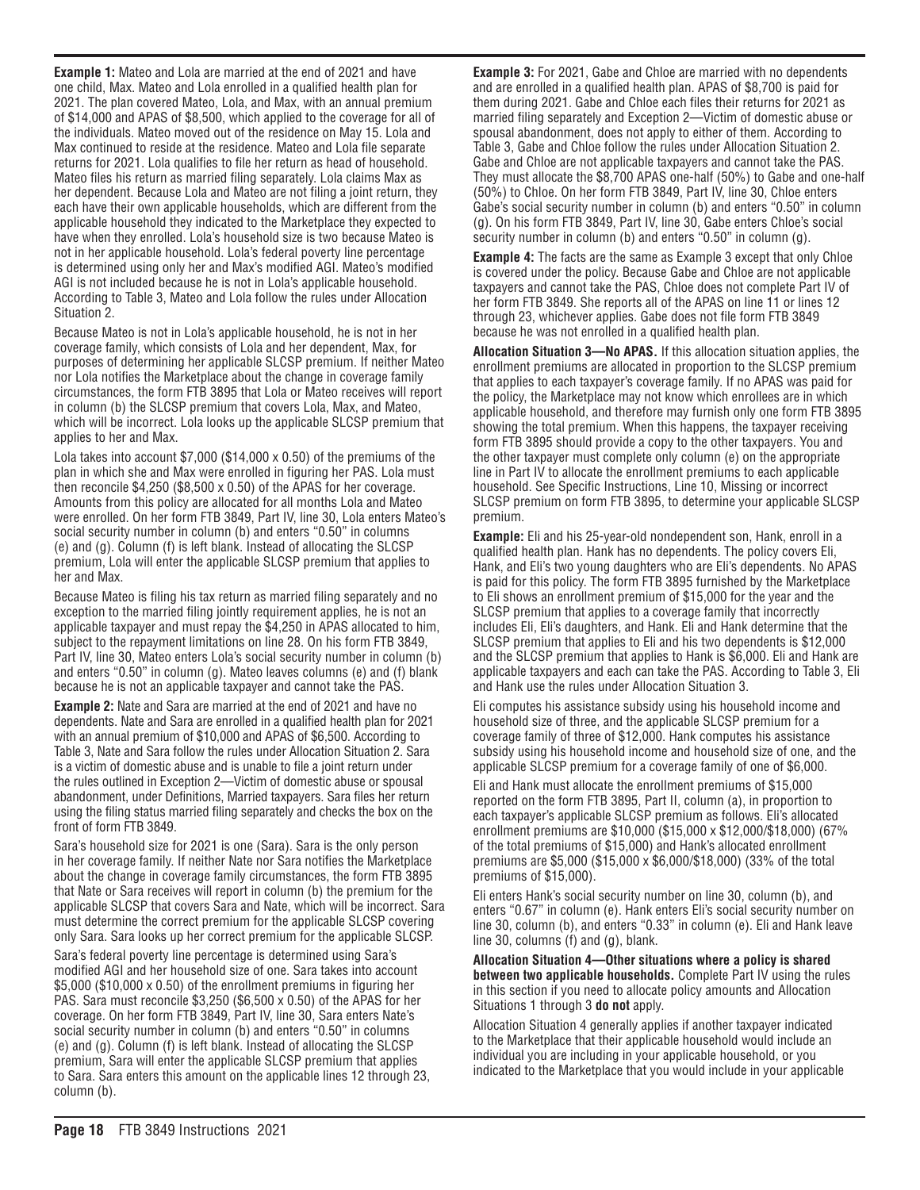**Example 1:** Mateo and Lola are married at the end of 2021 and have one child, Max. Mateo and Lola enrolled in a qualified health plan for 2021. The plan covered Mateo, Lola, and Max, with an annual premium of $14,000 and APAS of $8,500, which applied to the coverage for all of the individuals. Mateo moved out of the residence on May 15. Lola and Max continued to reside at the residence. Mateo and Lola file separate returns for 2021. Lola qualifies to file her return as head of household. Mateo files his return as married filing separately. Lola claims Max as her dependent. Because Lola and Mateo are not filing a joint return, they each have their own applicable households, which are different from the applicable household they indicated to the Marketplace they expected to have when they enrolled. Lola's household size is two because Mateo is not in her applicable household. Lola's federal poverty line percentage is determined using only her and Max's modified AGI. Mateo's modified AGI is not included because he is not in Lola's applicable household. According to Table 3, Mateo and Lola follow the rules under Allocation Situation 2.

Because Mateo is not in Lola's applicable household, he is not in her coverage family, which consists of Lola and her dependent, Max, for purposes of determining her applicable SLCSP premium. If neither Mateo nor Lola notifies the Marketplace about the change in coverage family circumstances, the form FTB 3895 that Lola or Mateo receives will report in column (b) the SLCSP premium that covers Lola, Max, and Mateo, which will be incorrect. Lola looks up the applicable SLCSP premium that applies to her and Max.

Lola takes into account $7,000 ($14,000 x 0.50) of the premiums of the plan in which she and Max were enrolled in figuring her PAS. Lola must then reconcile $4,250 ($8,500 x 0.50) of the APAS for her coverage. Amounts from this policy are allocated for all months Lola and Mateo were enrolled. On her form FTB 3849, Part IV, line 30, Lola enters Mateo's social security number in column (b) and enters "0.50" in columns (e) and (g). Column (f) is left blank. Instead of allocating the SLCSP premium, Lola will enter the applicable SLCSP premium that applies to her and Max.

Because Mateo is filing his tax return as married filing separately and no exception to the married filing jointly requirement applies, he is not an applicable taxpayer and must repay the $4,250 in APAS allocated to him, subject to the repayment limitations on line 28. On his form FTB 3849, Part IV, line 30, Mateo enters Lola's social security number in column (b) and enters "0.50" in column (g). Mateo leaves columns (e) and (f) blank because he is not an applicable taxpayer and cannot take the PAS.

**Example 2:** Nate and Sara are married at the end of 2021 and have no dependents. Nate and Sara are enrolled in a qualified health plan for 2021 with an annual premium of $10,000 and APAS of $6,500. According to Table 3, Nate and Sara follow the rules under Allocation Situation 2. Sara is a victim of domestic abuse and is unable to file a joint return under the rules outlined in Exception 2—Victim of domestic abuse or spousal abandonment, under Definitions, Married taxpayers. Sara files her return using the filing status married filing separately and checks the box on the front of form FTB 3849.

Sara's household size for 2021 is one (Sara). Sara is the only person in her coverage family. If neither Nate nor Sara notifies the Marketplace about the change in coverage family circumstances, the form FTB 3895 that Nate or Sara receives will report in column (b) the premium for the applicable SLCSP that covers Sara and Nate, which will be incorrect. Sara must determine the correct premium for the applicable SLCSP covering only Sara. Sara looks up her correct premium for the applicable SLCSP.

Sara's federal poverty line percentage is determined using Sara's modified AGI and her household size of one. Sara takes into account $5,000 ($10,000 x 0.50) of the enrollment premiums in figuring her PAS. Sara must reconcile $3,250 ($6,500 x 0.50) of the APAS for her coverage. On her form FTB 3849, Part IV, line 30, Sara enters Nate's social security number in column (b) and enters "0.50" in columns (e) and (g). Column (f) is left blank. Instead of allocating the SLCSP premium, Sara will enter the applicable SLCSP premium that applies to Sara. Sara enters this amount on the applicable lines 12 through 23, column (b).

**Example 3:** For 2021, Gabe and Chloe are married with no dependents and are enrolled in a qualified health plan. APAS of $8,700 is paid for them during 2021. Gabe and Chloe each files their returns for 2021 as married filing separately and Exception 2—Victim of domestic abuse or spousal abandonment, does not apply to either of them. According to Table 3, Gabe and Chloe follow the rules under Allocation Situation 2. Gabe and Chloe are not applicable taxpayers and cannot take the PAS. They must allocate the $8,700 APAS one-half (50%) to Gabe and one-half (50%) to Chloe. On her form FTB 3849, Part IV, line 30, Chloe enters Gabe's social security number in column (b) and enters "0.50" in column (g). On his form FTB 3849, Part IV, line 30, Gabe enters Chloe's social security number in column (b) and enters "0.50" in column (g).

**Example 4:** The facts are the same as Example 3 except that only Chloe is covered under the policy. Because Gabe and Chloe are not applicable taxpayers and cannot take the PAS, Chloe does not complete Part IV of her form FTB 3849. She reports all of the APAS on line 11 or lines 12 through 23, whichever applies. Gabe does not file form FTB 3849 because he was not enrolled in a qualified health plan.

**Allocation Situation 3—No APAS.** If this allocation situation applies, the enrollment premiums are allocated in proportion to the SLCSP premium that applies to each taxpayer's coverage family. If no APAS was paid for the policy, the Marketplace may not know which enrollees are in which applicable household, and therefore may furnish only one form FTB 3895 showing the total premium. When this happens, the taxpayer receiving form FTB 3895 should provide a copy to the other taxpayers. You and the other taxpayer must complete only column (e) on the appropriate line in Part IV to allocate the enrollment premiums to each applicable household. See Specific Instructions, Line 10, Missing or incorrect SLCSP premium on form FTB 3895, to determine your applicable SLCSP premium.

**Example:** Eli and his 25-year-old nondependent son, Hank, enroll in a qualified health plan. Hank has no dependents. The policy covers Eli, Hank, and Eli's two young daughters who are Eli's dependents. No APAS is paid for this policy. The form FTB 3895 furnished by the Marketplace to Eli shows an enrollment premium of $15,000 for the year and the SLCSP premium that applies to a coverage family that incorrectly includes Eli, Eli's daughters, and Hank. Eli and Hank determine that the SLCSP premium that applies to Eli and his two dependents is $12,000 and the SLCSP premium that applies to Hank is $6,000. Eli and Hank are applicable taxpayers and each can take the PAS. According to Table 3, Eli and Hank use the rules under Allocation Situation 3.

Eli computes his assistance subsidy using his household income and household size of three, and the applicable SLCSP premium for a coverage family of three of $12,000. Hank computes his assistance subsidy using his household income and household size of one, and the applicable SLCSP premium for a coverage family of one of $6,000.

Eli and Hank must allocate the enrollment premiums of $15,000 reported on the form FTB 3895, Part II, column (a), in proportion to each taxpayer's applicable SLCSP premium as follows. Eli's allocated enrollment premiums are $10,000 ($15,000 x $12,000/$18,000) (67% of the total premiums of $15,000) and Hank's allocated enrollment premiums are $5,000 ($15,000 x $6,000/$18,000) (33% of the total premiums of $15,000).

Eli enters Hank's social security number on line 30, column (b), and enters "0.67" in column (e). Hank enters Eli's social security number on line 30, column (b), and enters "0.33" in column (e). Eli and Hank leave line 30, columns (f) and (g), blank.

**Allocation Situation 4—Other situations where a policy is shared between two applicable households.** Complete Part IV using the rules in this section if you need to allocate policy amounts and Allocation Situations 1 through 3 **do not** apply.

Allocation Situation 4 generally applies if another taxpayer indicated to the Marketplace that their applicable household would include an individual you are including in your applicable household, or you indicated to the Marketplace that you would include in your applicable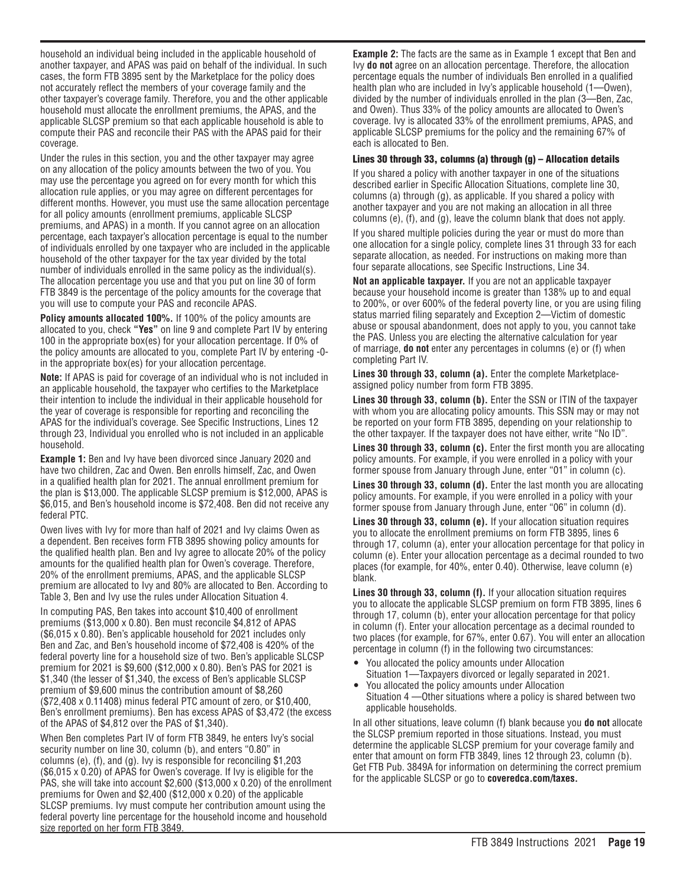household an individual being included in the applicable household of another taxpayer, and APAS was paid on behalf of the individual. In such cases, the form FTB 3895 sent by the Marketplace for the policy does not accurately reflect the members of your coverage family and the other taxpayer's coverage family. Therefore, you and the other applicable household must allocate the enrollment premiums, the APAS, and the applicable SLCSP premium so that each applicable household is able to compute their PAS and reconcile their PAS with the APAS paid for their coverage.

Under the rules in this section, you and the other taxpayer may agree on any allocation of the policy amounts between the two of you. You may use the percentage you agreed on for every month for which this allocation rule applies, or you may agree on different percentages for different months. However, you must use the same allocation percentage for all policy amounts (enrollment premiums, applicable SLCSP premiums, and APAS) in a month. If you cannot agree on an allocation percentage, each taxpayer's allocation percentage is equal to the number of individuals enrolled by one taxpayer who are included in the applicable household of the other taxpayer for the tax year divided by the total number of individuals enrolled in the same policy as the individual(s). The allocation percentage you use and that you put on line 30 of form FTB 3849 is the percentage of the policy amounts for the coverage that you will use to compute your PAS and reconcile APAS.

**Policy amounts allocated 100%.** If 100% of the policy amounts are allocated to you, check **"Yes"** on line 9 and complete Part IV by entering 100 in the appropriate box(es) for your allocation percentage. If 0% of the policy amounts are allocated to you, complete Part IV by entering -0- in the appropriate box(es) for your allocation percentage.

**Note:** If APAS is paid for coverage of an individual who is not included in an applicable household, the taxpayer who certifies to the Marketplace their intention to include the individual in their applicable household for the year of coverage is responsible for reporting and reconciling the APAS for the individual's coverage. See Specific Instructions, Lines 12 through 23, Individual you enrolled who is not included in an applicable household.

**Example 1:** Ben and Ivy have been divorced since January 2020 and have two children, Zac and Owen. Ben enrolls himself, Zac, and Owen in a qualified health plan for 2021. The annual enrollment premium for the plan is $13,000. The applicable SLCSP premium is $12,000, APAS is $6,015, and Ben's household income is $72,408. Ben did not receive any federal PTC.

Owen lives with Ivy for more than half of 2021 and Ivy claims Owen as a dependent. Ben receives form FTB 3895 showing policy amounts for the qualified health plan. Ben and Ivy agree to allocate 20% of the policy amounts for the qualified health plan for Owen's coverage. Therefore, 20% of the enrollment premiums, APAS, and the applicable SLCSP premium are allocated to Ivy and 80% are allocated to Ben. According to Table 3, Ben and Ivy use the rules under Allocation Situation 4.

In computing PAS, Ben takes into account $10,400 of enrollment premiums ($13,000 x 0.80). Ben must reconcile $4,812 of APAS ($6,015 x 0.80). Ben's applicable household for 2021 includes only Ben and Zac, and Ben's household income of $72,408 is 420% of the federal poverty line for a household size of two. Ben's applicable SLCSP premium for 2021 is $9,600 ($12,000 x 0.80). Ben's PAS for 2021 is $1,340 (the lesser of $1,340, the excess of Ben's applicable SLCSP premium of $9,600 minus the contribution amount of $8,260 ($72,408 x 0.11408) minus federal PTC amount of zero, or $10,400, Ben's enrollment premiums). Ben has excess APAS of $3,472 (the excess of the APAS of $4,812 over the PAS of $1,340).

When Ben completes Part IV of form FTB 3849, he enters Ivy's social security number on line 30, column (b), and enters "0.80" in columns (e), (f), and (g). Ivy is responsible for reconciling $1,203 ($6,015 x 0.20) of APAS for Owen's coverage. If Ivy is eligible for the PAS, she will take into account $2,600 ($13,000 x 0.20) of the enrollment premiums for Owen and $2,400 ($12,000 x 0.20) of the applicable SLCSP premiums. Ivy must compute her contribution amount using the federal poverty line percentage for the household income and household size reported on her form FTB 3849.

**Example 2:** The facts are the same as in Example 1 except that Ben and Ivy **do not** agree on an allocation percentage. Therefore, the allocation percentage equals the number of individuals Ben enrolled in a qualified health plan who are included in Ivy's applicable household (1—Owen), divided by the number of individuals enrolled in the plan (3—Ben, Zac, and Owen). Thus 33% of the policy amounts are allocated to Owen's coverage. Ivy is allocated 33% of the enrollment premiums, APAS, and applicable SLCSP premiums for the policy and the remaining 67% of each is allocated to Ben.

### Lines 30 through 33, columns (a) through (g) – Allocation details

If you shared a policy with another taxpayer in one of the situations described earlier in Specific Allocation Situations, complete line 30, columns (a) through (g), as applicable. If you shared a policy with another taxpayer and you are not making an allocation in all three columns (e), (f), and (g), leave the column blank that does not apply.

If you shared multiple policies during the year or must do more than one allocation for a single policy, complete lines 31 through 33 for each separate allocation, as needed. For instructions on making more than four separate allocations, see Specific Instructions, Line 34.

**Not an applicable taxpayer.** If you are not an applicable taxpayer because your household income is greater than 138% up to and equal to 200%, or over 600% of the federal poverty line, or you are using filing status married filing separately and Exception 2—Victim of domestic abuse or spousal abandonment, does not apply to you, you cannot take the PAS. Unless you are electing the alternative calculation for year of marriage, **do not** enter any percentages in columns (e) or (f) when completing Part IV.

**Lines 30 through 33, column (a).** Enter the complete Marketplace-assigned policy number from form FTB 3895.

**Lines 30 through 33, column (b).** Enter the SSN or ITIN of the taxpayer with whom you are allocating policy amounts. This SSN may or may not be reported on your form FTB 3895, depending on your relationship to the other taxpayer. If the taxpayer does not have either, write "No ID".

**Lines 30 through 33, column (c).** Enter the first month you are allocating policy amounts. For example, if you were enrolled in a policy with your former spouse from January through June, enter "01" in column (c).

**Lines 30 through 33, column (d).** Enter the last month you are allocating policy amounts. For example, if you were enrolled in a policy with your former spouse from January through June, enter "06" in column (d).

**Lines 30 through 33, column (e).** If your allocation situation requires you to allocate the enrollment premiums on form FTB 3895, lines 6 through 17, column (a), enter your allocation percentage for that policy in column (e). Enter your allocation percentage as a decimal rounded to two places (for example, for 40%, enter 0.40). Otherwise, leave column (e) blank.

**Lines 30 through 33, column (f).** If your allocation situation requires you to allocate the applicable SLCSP premium on form FTB 3895, lines 6 through 17, column (b), enter your allocation percentage for that policy in column (f). Enter your allocation percentage as a decimal rounded to two places (for example, for 67%, enter 0.67). You will enter an allocation percentage in column (f) in the following two circumstances:

- You allocated the policy amounts under Allocation Situation 1—Taxpayers divorced or legally separated in 2021.
- You allocated the policy amounts under Allocation Situation 4 —Other situations where a policy is shared between two applicable households.

In all other situations, leave column (f) blank because you **do not** allocate the SLCSP premium reported in those situations. Instead, you must determine the applicable SLCSP premium for your coverage family and enter that amount on form FTB 3849, lines 12 through 23, column (b). Get FTB Pub. 3849A for information on determining the correct premium for the applicable SLCSP or go to **coveredca.com/taxes.**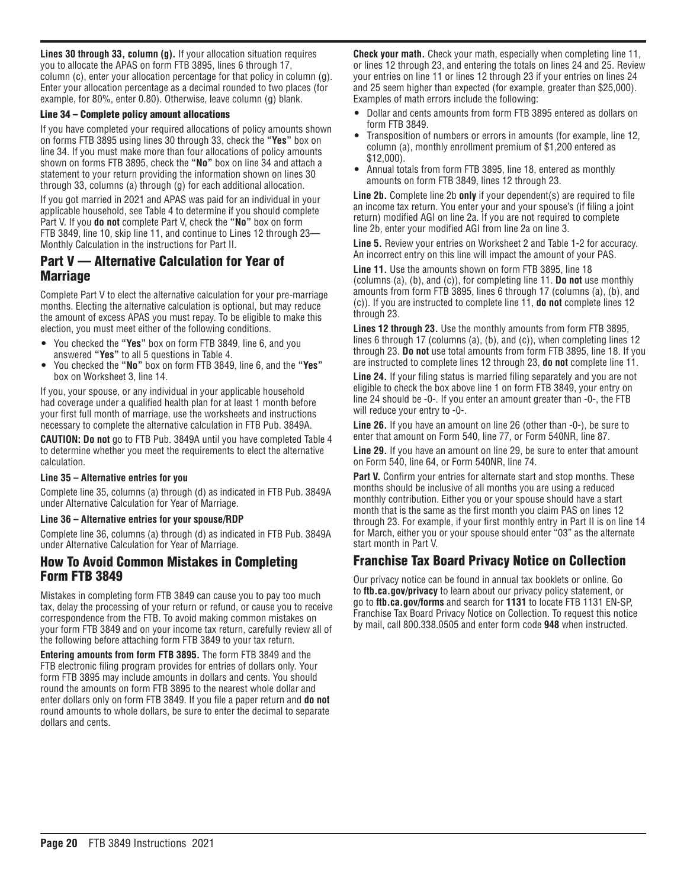**Lines 30 through 33, column (g).** If your allocation situation requires you to allocate the APAS on form FTB 3895, lines 6 through 17, column (c), enter your allocation percentage for that policy in column (g). Enter your allocation percentage as a decimal rounded to two places (for example, for 80%, enter 0.80). Otherwise, leave column (g) blank.

### Line 34 – Complete policy amount allocations

If you have completed your required allocations of policy amounts shown on forms FTB 3895 using lines 30 through 33, check the **"Yes"** box on line 34. If you must make more than four allocations of policy amounts shown on forms FTB 3895, check the **"No"** box on line 34 and attach a statement to your return providing the information shown on lines 30 through 33, columns (a) through (g) for each additional allocation.

If you got married in 2021 and APAS was paid for an individual in your applicable household, see Table 4 to determine if you should complete Part V. If you **do not** complete Part V, check the **"No"** box on form FTB 3849, line 10, skip line 11, and continue to Lines 12 through 23—Monthly Calculation in the instructions for Part II.

## Part V — Alternative Calculation for Year of Marriage

Complete Part V to elect the alternative calculation for your pre-marriage months. Electing the alternative calculation is optional, but may reduce the amount of excess APAS you must repay. To be eligible to make this election, you must meet either of the following conditions.

- You checked the **"Yes"** box on form FTB 3849, line 6, and you answered **"Yes"** to all 5 questions in Table 4.
- You checked the **"No"** box on form FTB 3849, line 6, and the **"Yes"** box on Worksheet 3, line 14.

If you, your spouse, or any individual in your applicable household had coverage under a qualified health plan for at least 1 month before your first full month of marriage, use the worksheets and instructions necessary to complete the alternative calculation in FTB Pub. 3849A.

**CAUTION: Do not** go to FTB Pub. 3849A until you have completed Table 4 to determine whether you meet the requirements to elect the alternative calculation.

### Line 35 – Alternative entries for you

Complete line 35, columns (a) through (d) as indicated in FTB Pub. 3849A under Alternative Calculation for Year of Marriage.

### Line 36 – Alternative entries for your spouse/RDP

Complete line 36, columns (a) through (d) as indicated in FTB Pub. 3849A under Alternative Calculation for Year of Marriage.

## How To Avoid Common Mistakes in Completing Form FTB 3849

Mistakes in completing form FTB 3849 can cause you to pay too much tax, delay the processing of your return or refund, or cause you to receive correspondence from the FTB. To avoid making common mistakes on your form FTB 3849 and on your income tax return, carefully review all of the following before attaching form FTB 3849 to your tax return.

**Entering amounts from form FTB 3895.** The form FTB 3849 and the FTB electronic filing program provides for entries of dollars only. Your form FTB 3895 may include amounts in dollars and cents. You should round the amounts on form FTB 3895 to the nearest whole dollar and enter dollars only on form FTB 3849. If you file a paper return and **do not** round amounts to whole dollars, be sure to enter the decimal to separate dollars and cents.

**Check your math.** Check your math, especially when completing line 11, or lines 12 through 23, and entering the totals on lines 24 and 25. Review your entries on line 11 or lines 12 through 23 if your entries on lines 24 and 25 seem higher than expected (for example, greater than $25,000). Examples of math errors include the following:

- Dollar and cents amounts from form FTB 3895 entered as dollars on form FTB 3849.
- Transposition of numbers or errors in amounts (for example, line 12, column (a), monthly enrollment premium of $1,200 entered as $12,000).
- Annual totals from form FTB 3895, line 18, entered as monthly amounts on form FTB 3849, lines 12 through 23.

**Line 2b.** Complete line 2b **only** if your dependent(s) are required to file an income tax return. You enter your and your spouse's (if filing a joint return) modified AGI on line 2a. If you are not required to complete line 2b, enter your modified AGI from line 2a on line 3.

**Line 5.** Review your entries on Worksheet 2 and Table 1-2 for accuracy. An incorrect entry on this line will impact the amount of your PAS.

**Line 11.** Use the amounts shown on form FTB 3895, line 18 (columns (a), (b), and (c)), for completing line 11. **Do not** use monthly amounts from form FTB 3895, lines 6 through 17 (columns (a), (b), and (c)). If you are instructed to complete line 11, **do not** complete lines 12 through 23.

**Lines 12 through 23.** Use the monthly amounts from form FTB 3895, lines 6 through 17 (columns (a), (b), and (c)), when completing lines 12 through 23. **Do not** use total amounts from form FTB 3895, line 18. If you are instructed to complete lines 12 through 23, **do not** complete line 11.

**Line 24.** If your filing status is married filing separately and you are not eligible to check the box above line 1 on form FTB 3849, your entry on line 24 should be -0-. If you enter an amount greater than -0-, the FTB will reduce your entry to -0-.

**Line 26.** If you have an amount on line 26 (other than -0-), be sure to enter that amount on Form 540, line 77, or Form 540NR, line 87.

**Line 29.** If you have an amount on line 29, be sure to enter that amount on Form 540, line 64, or Form 540NR, line 74.

**Part V.** Confirm your entries for alternate start and stop months. These months should be inclusive of all months you are using a reduced monthly contribution. Either you or your spouse should have a start month that is the same as the first month you claim PAS on lines 12 through 23. For example, if your first monthly entry in Part II is on line 14 for March, either you or your spouse should enter "03" as the alternate start month in Part V.

## Franchise Tax Board Privacy Notice on Collection

Our privacy notice can be found in annual tax booklets or online. Go to **ftb.ca.gov/privacy** to learn about our privacy policy statement, or go to **ftb.ca.gov/forms** and search for **1131** to locate FTB 1131 EN-SP, Franchise Tax Board Privacy Notice on Collection. To request this notice by mail, call 800.338.0505 and enter form code **948** when instructed.